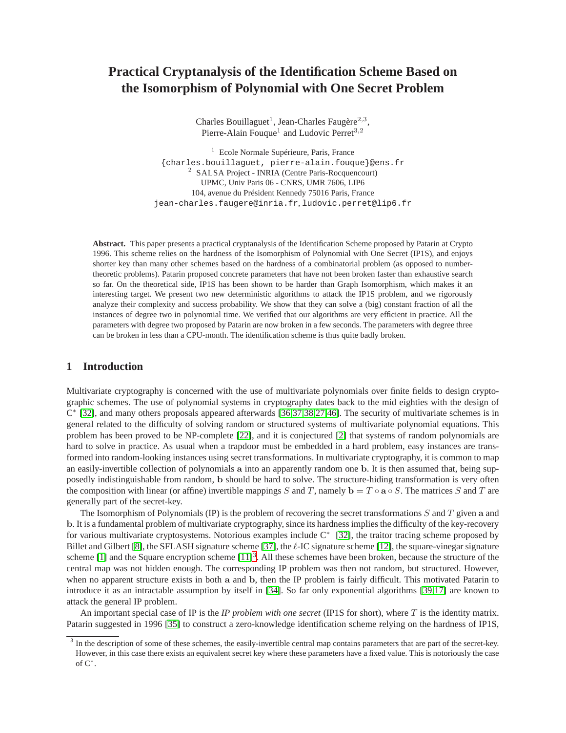# Practical Cryptanalysis of the Identification Scheme Based on the Isomorphism of Polynomial with One Secret Problem

Charles Bouillaguet[1], Jean-Charles Faugère[2,3], Pierre-Alain Fouque[1] and Ludovic Perret[3,2]

[1] Ecole Normale Supérieure, Paris, France
{charles.bouillaguet, pierre-alain.fouque}@ens.fr
[2] SALSA Project - INRIA (Centre Paris-Rocquencourt)
UPMC, Univ Paris 06 - CNRS, UMR 7606, LIP6
104, avenue du Président Kennedy 75016 Paris, France
jean-charles.faugere@inria.fr, ludovic.perret@lip6.fr

**Abstract.** This paper presents a practical cryptanalysis of the Identification Scheme proposed by Patarin at Crypto 1996. This scheme relies on the hardness of the Isomorphism of Polynomial with One Secret (IP1S), and enjoys shorter key than many other schemes based on the hardness of a combinatorial problem (as opposed to number-theoretic problems). Patarin proposed concrete parameters that have not been broken faster than exhaustive search so far. On the theoretical side, IP1S has been shown to be harder than Graph Isomorphism, which makes it an interesting target. We present two new deterministic algorithms to attack the IP1S problem, and we rigorously analyze their complexity and success probability. We show that they can solve a (big) constant fraction of all the instances of degree two in polynomial time. We verified that our algorithms are very efficient in practice. All the parameters with degree two proposed by Patarin are now broken in a few seconds. The parameters with degree three can be broken in less than a CPU-month. The identification scheme is thus quite badly broken.

## 1 Introduction

Multivariate cryptography is concerned with the use of multivariate polynomials over finite fields to design cryptographic schemes. The use of polynomial systems in cryptography dates back to the mid eighties with the design of $C^*$ [32], and many others proposals appeared afterwards [36,37,38,27,46]. The security of multivariate schemes is in general related to the difficulty of solving random or structured systems of multivariate polynomial equations. This problem has been proved to be NP-complete [22], and it is conjectured [2] that systems of random polynomials are hard to solve in practice. As usual when a trapdoor must be embedded in a hard problem, easy instances are transformed into random-looking instances using secret transformations. In multivariate cryptography, it is common to map an easily-invertible collection of polynomials $\mathbf{a}$ into an apparently random one $\mathbf{b}$. It is then assumed that, being supposedly indistinguishable from random, $\mathbf{b}$ should be hard to solve. The structure-hiding transformation is very often the composition with linear (or affine) invertible mappings $S$ and $T$, namely $\mathbf{b} = T \circ \mathbf{a} \circ S$. The matrices $S$ and $T$ are generally part of the secret-key.

The Isomorphism of Polynomials (IP) is the problem of recovering the secret transformations $S$ and $T$ given $\mathbf{a}$ and $\mathbf{b}$. It is a fundamental problem of multivariate cryptography, since its hardness implies the difficulty of the key-recovery for various multivariate cryptosystems. Notorious examples include $C^*$ [32], the traitor tracing scheme proposed by Billet and Gilbert [8], the SFLASH signature scheme [37], the $\ell$-IC signature scheme [12], the square-vinegar signature scheme [1] and the Square encryption scheme [11][3]. All these schemes have been broken, because the structure of the central map was not hidden enough. The corresponding IP problem was then not random, but structured. However, when no apparent structure exists in both $\mathbf{a}$ and $\mathbf{b}$, then the IP problem is fairly difficult. This motivated Patarin to introduce it as an intractable assumption by itself in [34]. So far only exponential algorithms [39,17] are known to attack the general IP problem.

An important special case of IP is the *IP problem with one secret* (IP1S for short), where $T$ is the identity matrix. Patarin suggested in 1996 [35] to construct a zero-knowledge identification scheme relying on the hardness of IP1S,

[3] In the description of some of these schemes, the easily-invertible central map contains parameters that are part of the secret-key. However, in this case there exists an equivalent secret key where these parameters have a fixed value. This is notoriously the case of $C^*$.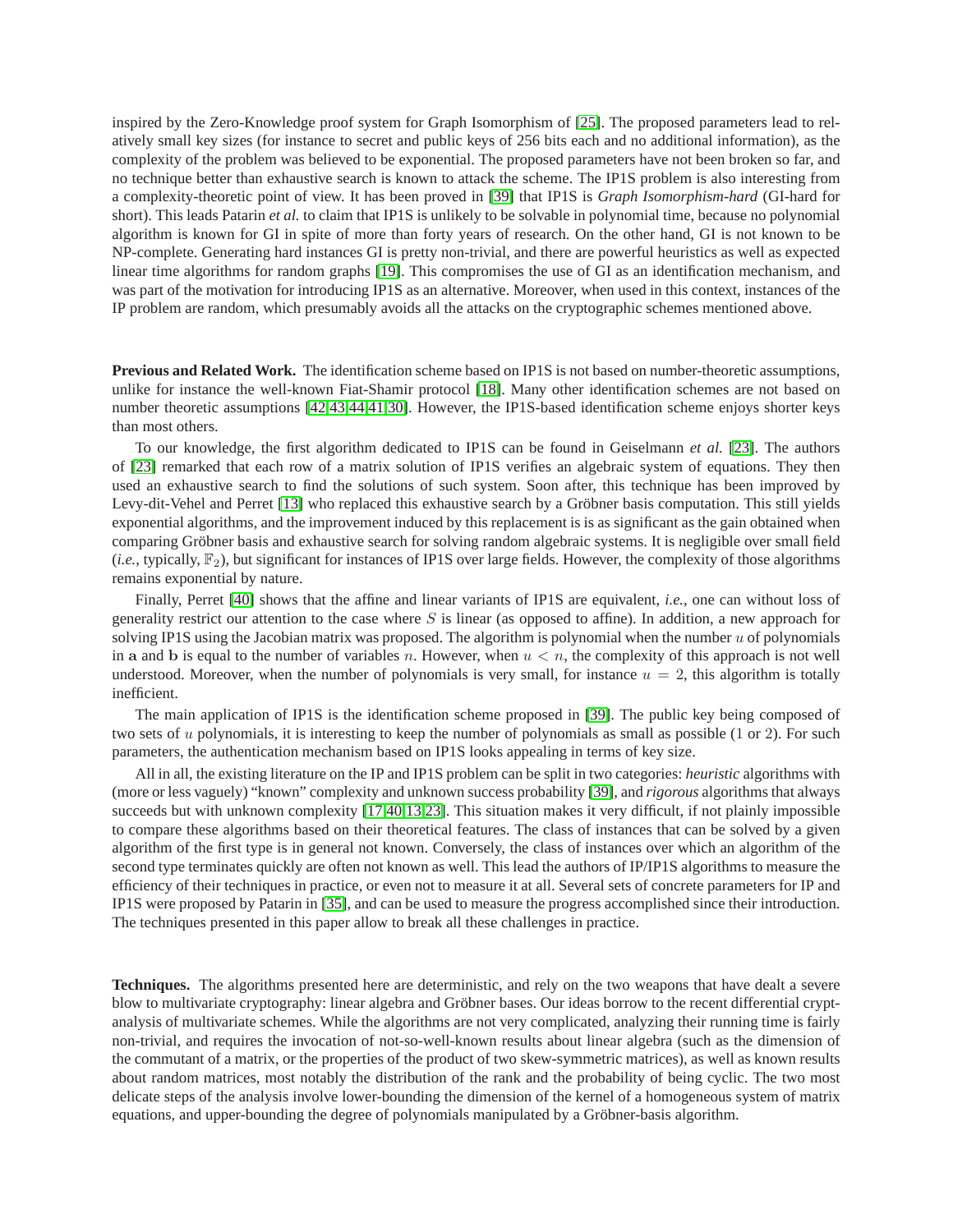inspired by the Zero-Knowledge proof system for Graph Isomorphism of [25]. The proposed parameters lead to relatively small key sizes (for instance to secret and public keys of 256 bits each and no additional information), as the complexity of the problem was believed to be exponential. The proposed parameters have not been broken so far, and no technique better than exhaustive search is known to attack the scheme. The IP1S problem is also interesting from a complexity-theoretic point of view. It has been proved in [39] that IP1S is *Graph Isomorphism-hard* (GI-hard for short). This leads Patarin *et al.* to claim that IP1S is unlikely to be solvable in polynomial time, because no polynomial algorithm is known for GI in spite of more than forty years of research. On the other hand, GI is not known to be NP-complete. Generating hard instances GI is pretty non-trivial, and there are powerful heuristics as well as expected linear time algorithms for random graphs [19]. This compromises the use of GI as an identification mechanism, and was part of the motivation for introducing IP1S as an alternative. Moreover, when used in this context, instances of the IP problem are random, which presumably avoids all the attacks on the cryptographic schemes mentioned above.

**Previous and Related Work.** The identification scheme based on IP1S is not based on number-theoretic assumptions, unlike for instance the well-known Fiat-Shamir protocol [18]. Many other identification schemes are not based on number theoretic assumptions [42,43,44,41,30]. However, the IP1S-based identification scheme enjoys shorter keys than most others.

To our knowledge, the first algorithm dedicated to IP1S can be found in Geiselmann *et al.* [23]. The authors of [23] remarked that each row of a matrix solution of IP1S verifies an algebraic system of equations. They then used an exhaustive search to find the solutions of such system. Soon after, this technique has been improved by Levy-dit-Vehel and Perret [13] who replaced this exhaustive search by a Gröbner basis computation. This still yields exponential algorithms, and the improvement induced by this replacement is is as significant as the gain obtained when comparing Gröbner basis and exhaustive search for solving random algebraic systems. It is negligible over small field (*i.e.*, typically, $\mathbb{F}_2$), but significant for instances of IP1S over large fields. However, the complexity of those algorithms remains exponential by nature.

Finally, Perret [40] shows that the affine and linear variants of IP1S are equivalent, *i.e.*, one can without loss of generality restrict our attention to the case where $S$ is linear (as opposed to affine). In addition, a new approach for solving IP1S using the Jacobian matrix was proposed. The algorithm is polynomial when the number $u$ of polynomials in $\mathbf{a}$ and $\mathbf{b}$ is equal to the number of variables $n$. However, when $u < n$, the complexity of this approach is not well understood. Moreover, when the number of polynomials is very small, for instance $u = 2$, this algorithm is totally inefficient.

The main application of IP1S is the identification scheme proposed in [39]. The public key being composed of two sets of $u$ polynomials, it is interesting to keep the number of polynomials as small as possible (1 or 2). For such parameters, the authentication mechanism based on IP1S looks appealing in terms of key size.

All in all, the existing literature on the IP and IP1S problem can be split in two categories: *heuristic* algorithms with (more or less vaguely) "known" complexity and unknown success probability [39], and *rigorous* algorithms that always succeeds but with unknown complexity [17,40,13,23]. This situation makes it very difficult, if not plainly impossible to compare these algorithms based on their theoretical features. The class of instances that can be solved by a given algorithm of the first type is in general not known. Conversely, the class of instances over which an algorithm of the second type terminates quickly are often not known as well. This lead the authors of IP/IP1S algorithms to measure the efficiency of their techniques in practice, or even not to measure it at all. Several sets of concrete parameters for IP and IP1S were proposed by Patarin in [35], and can be used to measure the progress accomplished since their introduction. The techniques presented in this paper allow to break all these challenges in practice.

**Techniques.** The algorithms presented here are deterministic, and rely on the two weapons that have dealt a severe blow to multivariate cryptography: linear algebra and Gröbner bases. Our ideas borrow to the recent differential cryptanalysis of multivariate schemes. While the algorithms are not very complicated, analyzing their running time is fairly non-trivial, and requires the invocation of not-so-well-known results about linear algebra (such as the dimension of the commutant of a matrix, or the properties of the product of two skew-symmetric matrices), as well as known results about random matrices, most notably the distribution of the rank and the probability of being cyclic. The two most delicate steps of the analysis involve lower-bounding the dimension of the kernel of a homogeneous system of matrix equations, and upper-bounding the degree of polynomials manipulated by a Gröbner-basis algorithm.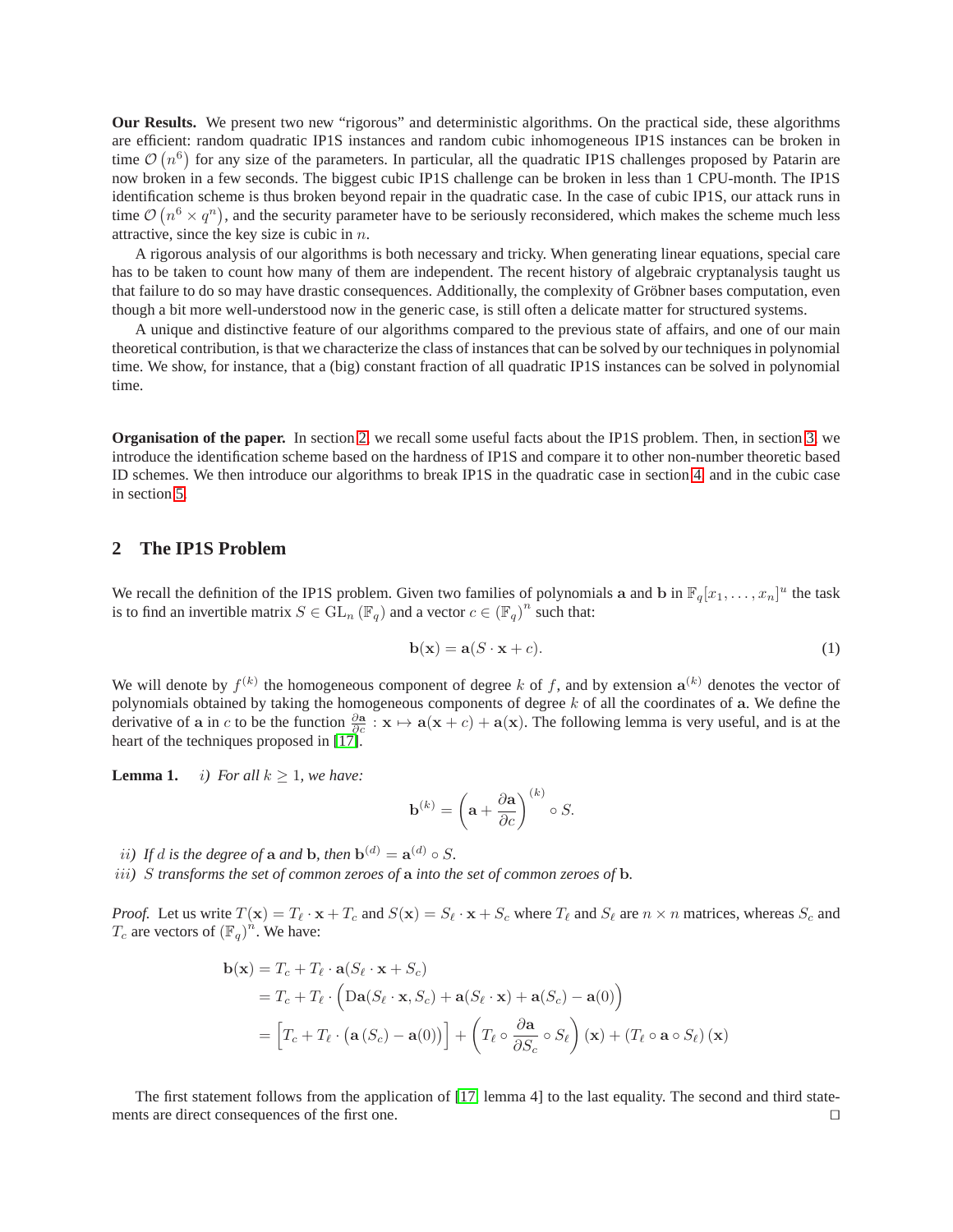**Our Results.** We present two new "rigorous" and deterministic algorithms. On the practical side, these algorithms are efficient: random quadratic IP1S instances and random cubic inhomogeneous IP1S instances can be broken in time $\mathcal{O}\left(n^6\right)$ for any size of the parameters. In particular, all the quadratic IP1S challenges proposed by Patarin are now broken in a few seconds. The biggest cubic IP1S challenge can be broken in less than 1 CPU-month. The IP1S identification scheme is thus broken beyond repair in the quadratic case. In the case of cubic IP1S, our attack runs in time $\mathcal{O}\left(n^6 \times q^n\right)$, and the security parameter have to be seriously reconsidered, which makes the scheme much less attractive, since the key size is cubic in $n$.

A rigorous analysis of our algorithms is both necessary and tricky. When generating linear equations, special care has to be taken to count how many of them are independent. The recent history of algebraic cryptanalysis taught us that failure to do so may have drastic consequences. Additionally, the complexity of Gröbner bases computation, even though a bit more well-understood now in the generic case, is still often a delicate matter for structured systems.

A unique and distinctive feature of our algorithms compared to the previous state of affairs, and one of our main theoretical contribution, is that we characterize the class of instances that can be solved by our techniques in polynomial time. We show, for instance, that a (big) constant fraction of all quadratic IP1S instances can be solved in polynomial time.

**Organisation of the paper.** In section 2, we recall some useful facts about the IP1S problem. Then, in section 3, we introduce the identification scheme based on the hardness of IP1S and compare it to other non-number theoretic based ID schemes. We then introduce our algorithms to break IP1S in the quadratic case in section 4, and in the cubic case in section 5.

## 2 The IP1S Problem

We recall the definition of the IP1S problem. Given two families of polynomials $\mathbf{a}$ and $\mathbf{b}$ in $\mathbb{F}_q[x_1, \ldots, x_n]^u$ the task is to find an invertible matrix $S \in \mathrm{GL}_n\left(\mathbb{F}_q\right)$ and a vector $c \in \left(\mathbb{F}_q\right)^n$ such that:

$$\mathbf{b}(\mathbf{x}) = \mathbf{a}(S \cdot \mathbf{x} + c). \tag{1}$$

We will denote by $f^{(k)}$ the homogeneous component of degree $k$ of $f$, and by extension $\mathbf{a}^{(k)}$ denotes the vector of polynomials obtained by taking the homogeneous components of degree $k$ of all the coordinates of $\mathbf{a}$. We define the derivative of $\mathbf{a}$ in $c$ to be the function $\frac{\partial \mathbf{a}}{\partial c} : \mathbf{x} \mapsto \mathbf{a}(\mathbf{x} + c) + \mathbf{a}(\mathbf{x})$. The following lemma is very useful, and is at the heart of the techniques proposed in [17].

**Lemma 1.** *i) For all $k \geq 1$, we have:*

$$\mathbf{b}^{(k)} = \left(\mathbf{a} + \frac{\partial \mathbf{a}}{\partial c}\right)^{(k)} \circ S.$$

*ii) If $d$ is the degree of $\mathbf{a}$ and $\mathbf{b}$, then $\mathbf{b}^{(d)} = \mathbf{a}^{(d)} \circ S$.*

*iii) $S$ transforms the set of common zeroes of $\mathbf{a}$ into the set of common zeroes of $\mathbf{b}$.*

*Proof.* Let us write $T(\mathbf{x}) = T_\ell \cdot \mathbf{x} + T_c$ and $S(\mathbf{x}) = S_\ell \cdot \mathbf{x} + S_c$ where $T_\ell$ and $S_\ell$ are $n \times n$ matrices, whereas $S_c$ and $T_c$ are vectors of $\left(\mathbb{F}_q\right)^n$. We have:

$$\begin{aligned}
\mathbf{b}(\mathbf{x}) &= T_c + T_\ell \cdot \mathbf{a}(S_\ell \cdot \mathbf{x} + S_c) \\
&= T_c + T_\ell \cdot \Big(\mathrm{D}\mathbf{a}(S_\ell \cdot \mathbf{x}, S_c) + \mathbf{a}(S_\ell \cdot \mathbf{x}) + \mathbf{a}(S_c) - \mathbf{a}(0)\Big) \\
&= \Big[T_c + T_\ell \cdot \left(\mathbf{a}\left(S_c\right) - \mathbf{a}(0)\right)\Big] + \left(T_\ell \circ \frac{\partial \mathbf{a}}{\partial S_c} \circ S_\ell\right)(\mathbf{x}) + \left(T_\ell \circ \mathbf{a} \circ S_\ell\right)(\mathbf{x})
\end{aligned}$$

The first statement follows from the application of [17, lemma 4] to the last equality. The second and third statements are direct consequences of the first one. ◻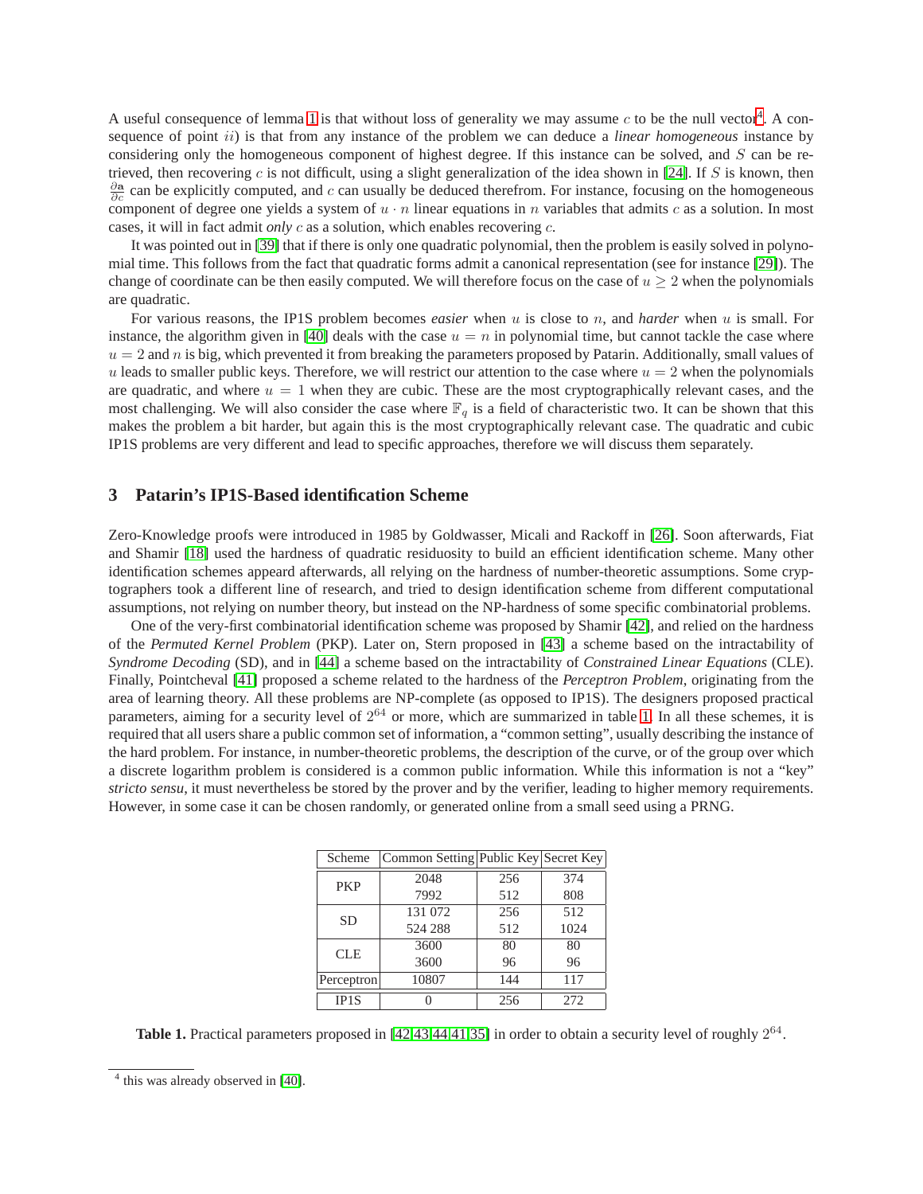A useful consequence of lemma 1 is that without loss of generality we may assume $c$ to be the null vector[4]. A consequence of point $ii$) is that from any instance of the problem we can deduce a *linear homogeneous* instance by considering only the homogeneous component of highest degree. If this instance can be solved, and $S$ can be retrieved, then recovering $c$ is not difficult, using a slight generalization of the idea shown in [24]. If $S$ is known, then $\frac{\partial \mathbf{a}}{\partial c}$ can be explicitly computed, and $c$ can usually be deduced therefrom. For instance, focusing on the homogeneous component of degree one yields a system of $u \cdot n$ linear equations in $n$ variables that admits $c$ as a solution. In most cases, it will in fact admit *only* $c$ as a solution, which enables recovering $c$.

It was pointed out in [39] that if there is only one quadratic polynomial, then the problem is easily solved in polynomial time. This follows from the fact that quadratic forms admit a canonical representation (see for instance [29]). The change of coordinate can be then easily computed. We will therefore focus on the case of $u \geq 2$ when the polynomials are quadratic.

For various reasons, the IP1S problem becomes *easier* when $u$ is close to $n$, and *harder* when $u$ is small. For instance, the algorithm given in [40] deals with the case $u = n$ in polynomial time, but cannot tackle the case where $u = 2$ and $n$ is big, which prevented it from breaking the parameters proposed by Patarin. Additionally, small values of $u$ leads to smaller public keys. Therefore, we will restrict our attention to the case where $u = 2$ when the polynomials are quadratic, and where $u = 1$ when they are cubic. These are the most cryptographically relevant cases, and the most challenging. We will also consider the case where $\mathbb{F}_q$ is a field of characteristic two. It can be shown that this makes the problem a bit harder, but again this is the most cryptographically relevant case. The quadratic and cubic IP1S problems are very different and lead to specific approaches, therefore we will discuss them separately.

## 3 Patarin's IP1S-Based identification Scheme

Zero-Knowledge proofs were introduced in 1985 by Goldwasser, Micali and Rackoff in [26]. Soon afterwards, Fiat and Shamir [18] used the hardness of quadratic residuosity to build an efficient identification scheme. Many other identification schemes appear afterwards, all relying on the hardness of number-theoretic assumptions. Some cryptographers took a different line of research, and tried to design identification scheme from different computational assumptions, not relying on number theory, but instead on the NP-hardness of some specific combinatorial problems.

One of the very-first combinatorial identification scheme was proposed by Shamir [42], and relied on the hardness of the *Permuted Kernel Problem* (PKP). Later on, Stern proposed in [43] a scheme based on the intractability of *Syndrome Decoding* (SD), and in [44] a scheme based on the intractability of *Constrained Linear Equations* (CLE). Finally, Pointcheval [41] proposed a scheme related to the hardness of the *Perceptron Problem*, originating from the area of learning theory. All these problems are NP-complete (as opposed to IP1S). The designers proposed practical parameters, aiming for a security level of $2^{64}$ or more, which are summarized in table 1. In all these schemes, it is required that all users share a public common set of information, a "common setting", usually describing the instance of the hard problem. For instance, in number-theoretic problems, the description of the curve, or of the group over which a discrete logarithm problem is considered is a common public information. While this information is not a "key" *stricto sensu*, it must nevertheless be stored by the prover and by the verifier, leading to higher memory requirements. However, in some case it can be chosen randomly, or generated online from a small seed using a PRNG.

| Scheme | Common Setting | Public Key | Secret Key |
|---|---|---|---|
| PKP | 2048 | 256 | 374 |
| | 7992 | 512 | 808 |
| SD | 131 072 | 256 | 512 |
| | 524 288 | 512 | 1024 |
| CLE | 3600 | 80 | 80 |
| | 3600 | 96 | 96 |
| Perceptron | 10807 | 144 | 117 |
| IP1S | 0 | 256 | 272 |

**Table 1.** Practical parameters proposed in [42,43,44,41,35] in order to obtain a security level of roughly $2^{64}$.

[4] this was already observed in [40].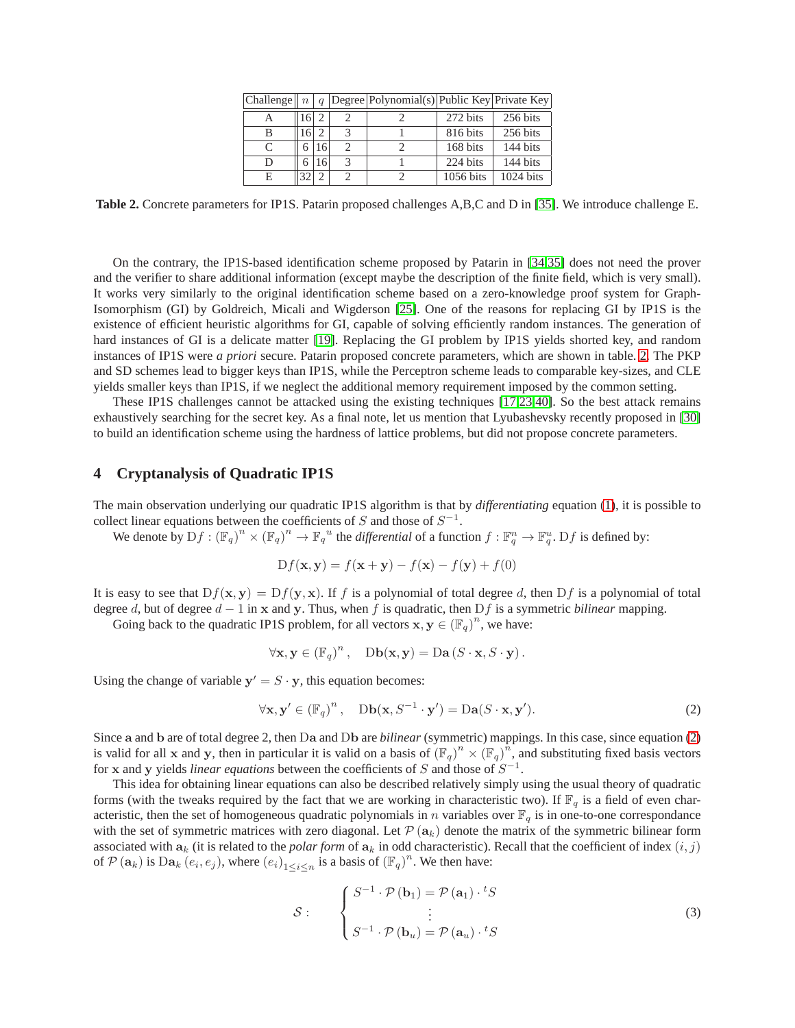| Challenge | $n$ | $q$ | Degree | Polynomial(s) | Public Key | Private Key |
|---|---|---|---|---|---|---|
| A | 16 | 2 | 2 | 2 | 272 bits | 256 bits |
| B | 16 | 2 | 3 | 1 | 816 bits | 256 bits |
| C | 6 | 16 | 2 | 2 | 168 bits | 144 bits |
| D | 6 | 16 | 3 | 1 | 224 bits | 144 bits |
| E | 32 | 2 | 2 | 2 | 1056 bits | 1024 bits |

**Table 2.** Concrete parameters for IP1S. Patarin proposed challenges A,B,C and D in [35]. We introduce challenge E.

On the contrary, the IP1S-based identification scheme proposed by Patarin in [34,35] does not need the prover and the verifier to share additional information (except maybe the description of the finite field, which is very small). It works very similarly to the original identification scheme based on a zero-knowledge proof system for Graph-Isomorphism (GI) by Goldreich, Micali and Wigderson [25]. One of the reasons for replacing GI by IP1S is the existence of efficient heuristic algorithms for GI, capable of solving efficiently random instances. The generation of hard instances of GI is a delicate matter [19]. Replacing the GI problem by IP1S yields shorted key, and random instances of IP1S were *a priori* secure. Patarin proposed concrete parameters, which are shown in table. 2. The PKP and SD schemes lead to bigger keys than IP1S, while the Perceptron scheme leads to comparable key-sizes, and CLE yields smaller keys than IP1S, if we neglect the additional memory requirement imposed by the common setting.

These IP1S challenges cannot be attacked using the existing techniques [17,23,40]. So the best attack remains exhaustively searching for the secret key. As a final note, let us mention that Lyubashevsky recently proposed in [30] to build an identification scheme using the hardness of lattice problems, but did not propose concrete parameters.

## 4 Cryptanalysis of Quadratic IP1S

The main observation underlying our quadratic IP1S algorithm is that by *differentiating* equation (1), it is possible to collect linear equations between the coefficients of $S$ and those of $S^{-1}$.

We denote by $\mathrm{D}f : (\mathbb{F}_q)^n \times (\mathbb{F}_q)^n \to {\mathbb{F}_q}^u$ the *differential* of a function $f : \mathbb{F}_q^n \to \mathbb{F}_q^u$. $\mathrm{D}f$ is defined by:

$$\mathrm{D}f(\mathbf{x}, \mathbf{y}) = f(\mathbf{x} + \mathbf{y}) - f(\mathbf{x}) - f(\mathbf{y}) + f(0)$$

It is easy to see that $\mathrm{D}f(\mathbf{x}, \mathbf{y}) = \mathrm{D}f(\mathbf{y}, \mathbf{x})$. If $f$ is a polynomial of total degree $d$, then $\mathrm{D}f$ is a polynomial of total degree $d$, but of degree $d-1$ in $\mathbf{x}$ and $\mathbf{y}$. Thus, when $f$ is quadratic, then $\mathrm{D}f$ is a symmetric *bilinear* mapping.

Going back to the quadratic IP1S problem, for all vectors $\mathbf{x}, \mathbf{y} \in (\mathbb{F}_q)^n$, we have:

$$\forall \mathbf{x}, \mathbf{y} \in (\mathbb{F}_q)^n, \quad \mathrm{D}\mathbf{b}(\mathbf{x}, \mathbf{y}) = \mathrm{D}\mathbf{a}\left(S \cdot \mathbf{x}, S \cdot \mathbf{y}\right).$$

Using the change of variable $\mathbf{y}' = S \cdot \mathbf{y}$, this equation becomes:

$$\forall \mathbf{x}, \mathbf{y}' \in (\mathbb{F}_q)^n, \quad \mathrm{D}\mathbf{b}(\mathbf{x}, S^{-1} \cdot \mathbf{y}') = \mathrm{D}\mathbf{a}(S \cdot \mathbf{x}, \mathbf{y}'). \tag{2}$$

Since $\mathbf{a}$ and $\mathbf{b}$ are of total degree 2, then $\mathrm{D}\mathbf{a}$ and $\mathrm{D}\mathbf{b}$ are *bilinear* (symmetric) mappings. In this case, since equation (2) is valid for all $\mathbf{x}$ and $\mathbf{y}$, then in particular it is valid on a basis of $(\mathbb{F}_q)^n \times (\mathbb{F}_q)^n$, and substituting fixed basis vectors for $\mathbf{x}$ and $\mathbf{y}$ yields *linear equations* between the coefficients of $S$ and those of $S^{-1}$.

This idea for obtaining linear equations can also be described relatively simply using the usual theory of quadratic forms (with the tweaks required by the fact that we are working in characteristic two). If $\mathbb{F}_q$ is a field of even characteristic, then the set of homogeneous quadratic polynomials in $n$ variables over $\mathbb{F}_q$ is in one-to-one correspondance with the set of symmetric matrices with zero diagonal. Let $\mathcal{P}\left(\mathbf{a}_k\right)$ denote the matrix of the symmetric bilinear form associated with $\mathbf{a}_k$ (it is related to the *polar form* of $\mathbf{a}_k$ in odd characteristic). Recall that the coefficient of index $(i, j)$ of $\mathcal{P}\left(\mathbf{a}_k\right)$ is $\mathrm{D}\mathbf{a}_k\left(e_i, e_j\right)$, where $\left(e_i\right)_{1 \leq i \leq n}$ is a basis of $(\mathbb{F}_q)^n$. We then have:

$$\mathcal{S}: \quad \begin{cases} S^{-1} \cdot \mathcal{P}\left(\mathbf{b}_1\right) = \mathcal{P}\left(\mathbf{a}_1\right) \cdot {}^tS \\ \quad\quad\quad\quad \vdots \\ S^{-1} \cdot \mathcal{P}\left(\mathbf{b}_u\right) = \mathcal{P}\left(\mathbf{a}_u\right) \cdot {}^tS \end{cases} \tag{3}$$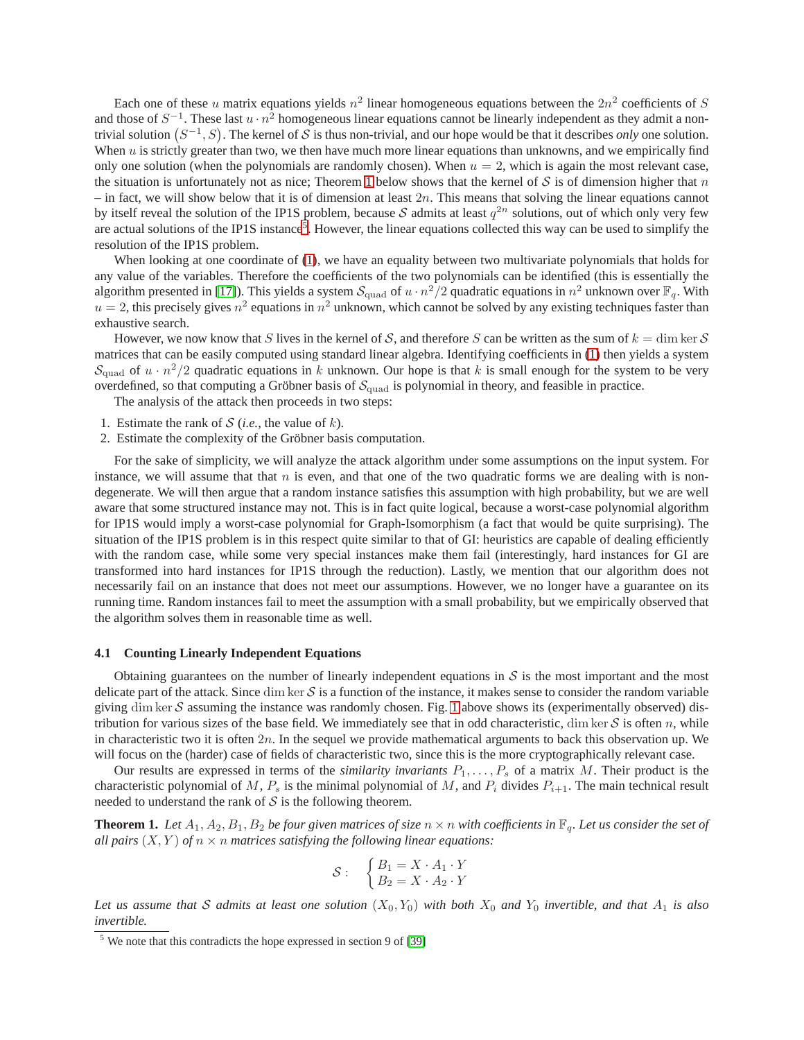Each one of these $u$ matrix equations yields $n^2$ linear homogeneous equations between the $2n^2$ coefficients of $S$ and those of $S^{-1}$. These last $u \cdot n^2$ homogeneous linear equations cannot be linearly independent as they admit a non-trivial solution $\left(S^{-1}, S\right)$. The kernel of $\mathcal{S}$ is thus non-trivial, and our hope would be that it describes *only* one solution. When $u$ is strictly greater than two, we then have much more linear equations than unknowns, and we empirically find only one solution (when the polynomials are randomly chosen). When $u = 2$, which is again the most relevant case, the situation is unfortunately not as nice; Theorem 1 below shows that the kernel of $\mathcal{S}$ is of dimension higher that $n$ – in fact, we will show below that it is of dimension at least $2n$. This means that solving the linear equations cannot by itself reveal the solution of the IP1S problem, because $\mathcal{S}$ admits at least $q^{2n}$ solutions, out of which only very few are actual solutions of the IP1S instance[5]. However, the linear equations collected this way can be used to simplify the resolution of the IP1S problem.

When looking at one coordinate of (1), we have an equality between two multivariate polynomials that holds for any value of the variables. Therefore the coefficients of the two polynomials can be identified (this is essentially the algorithm presented in [17]). This yields a system $\mathcal{S}_{\text{quad}}$ of $u \cdot n^2/2$ quadratic equations in $n^2$ unknown over $\mathbb{F}_q$. With $u = 2$, this precisely gives $n^2$ equations in $n^2$ unknown, which cannot be solved by any existing techniques faster than exhaustive search.

However, we now know that $S$ lives in the kernel of $\mathcal{S}$, and therefore $S$ can be written as the sum of $k = \dim \ker \mathcal{S}$ matrices that can be easily computed using standard linear algebra. Identifying coefficients in (1) then yields a system $\mathcal{S}_{\text{quad}}$ of $u \cdot n^2/2$ quadratic equations in $k$ unknown. Our hope is that $k$ is small enough for the system to be very overdefined, so that computing a Gröbner basis of $\mathcal{S}_{\text{quad}}$ is polynomial in theory, and feasible in practice.

The analysis of the attack then proceeds in two steps:

1. Estimate the rank of $\mathcal{S}$ (*i.e.*, the value of $k$).
2. Estimate the complexity of the Gröbner basis computation.

For the sake of simplicity, we will analyze the attack algorithm under some assumptions on the input system. For instance, we will assume that that $n$ is even, and that one of the two quadratic forms we are dealing with is non-degenerate. We will then argue that a random instance satisfies this assumption with high probability, but we are well aware that some structured instance may not. This is in fact quite logical, because a worst-case polynomial algorithm for IP1S would imply a worst-case polynomial for Graph-Isomorphism (a fact that would be quite surprising). The situation of the IP1S problem is in this respect quite similar to that of GI: heuristics are capable of dealing efficiently with the random case, while some very special instances make them fail (interestingly, hard instances for GI are transformed into hard instances for IP1S through the reduction). Lastly, we mention that our algorithm does not necessarily fail on an instance that does not meet our assumptions. However, we no longer have a guarantee on its running time. Random instances fail to meet the assumption with a small probability, but we empirically observed that the algorithm solves them in reasonable time as well.

### 4.1 Counting Linearly Independent Equations

Obtaining guarantees on the number of linearly independent equations in $\mathcal{S}$ is the most important and the most delicate part of the attack. Since $\dim \ker \mathcal{S}$ is a function of the instance, it makes sense to consider the random variable giving $\dim \ker \mathcal{S}$ assuming the instance was randomly chosen. Fig. 1 above shows its (experimentally observed) distribution for various sizes of the base field. We immediately see that in odd characteristic, $\dim \ker \mathcal{S}$ is often $n$, while in characteristic two it is often $2n$. In the sequel we provide mathematical arguments to back this observation up. We will focus on the (harder) case of fields of characteristic two, since this is the more cryptographically relevant case.

Our results are expressed in terms of the *similarity invariants* $P_1, \ldots, P_s$ of a matrix $M$. Their product is the characteristic polynomial of $M$, $P_s$ is the minimal polynomial of $M$, and $P_i$ divides $P_{i+1}$. The main technical result needed to understand the rank of $\mathcal{S}$ is the following theorem.

**Theorem 1.** *Let $A_1, A_2, B_1, B_2$ be four given matrices of size $n \times n$ with coefficients in $\mathbb{F}_q$. Let us consider the set of all pairs $(X, Y)$ of $n \times n$ matrices satisfying the following linear equations:*

$$\mathcal{S}: \quad \begin{cases} B_1 = X \cdot A_1 \cdot Y \\ B_2 = X \cdot A_2 \cdot Y \end{cases}$$

*Let us assume that $\mathcal{S}$ admits at least one solution $(X_0, Y_0)$ with both $X_0$ and $Y_0$ invertible, and that $A_1$ is also invertible.*

[5] We note that this contradicts the hope expressed in section 9 of [39]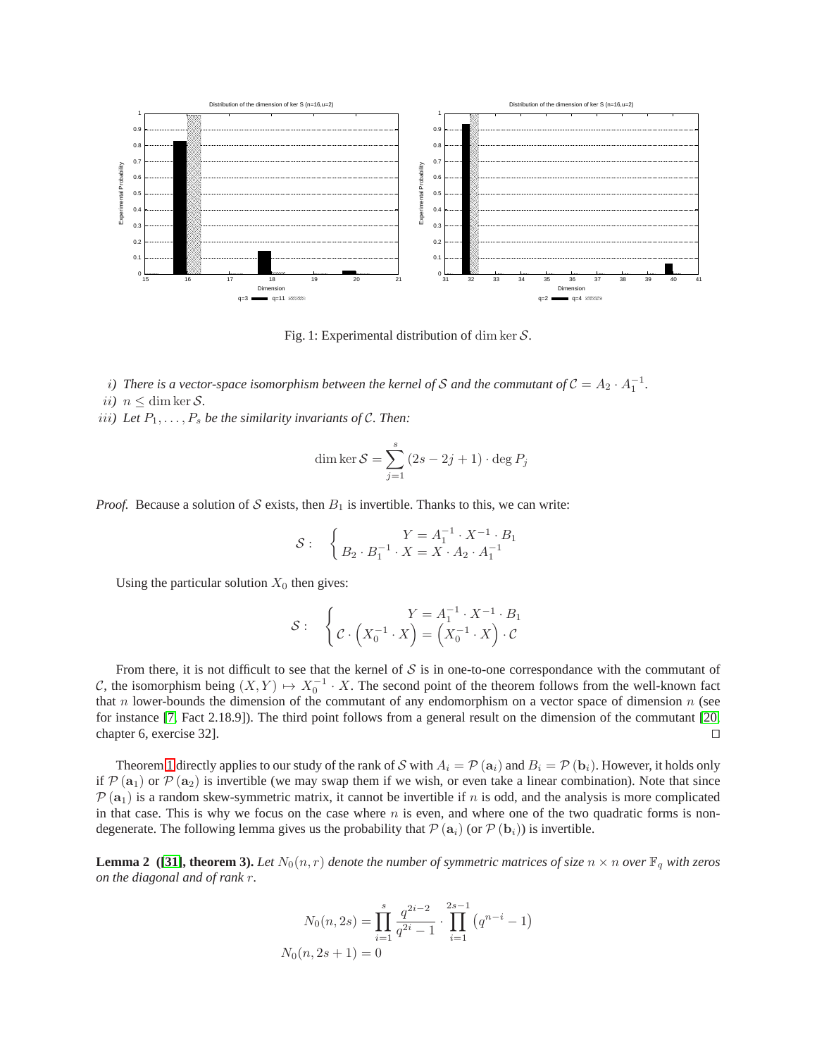Fig. 1: Experimental distribution of $\dim \ker \mathcal{S}$.

*i) There is a vector-space isomorphism between the kernel of $\mathcal{S}$ and the commutant of $\mathcal{C} = A_2 \cdot A_1^{-1}$.*

*ii) $n \leq \dim \ker \mathcal{S}$.*

*iii) Let $P_1, \ldots, P_s$ be the similarity invariants of $\mathcal{C}$. Then:*

$$\dim \ker \mathcal{S} = \sum_{j=1}^{s} (2s - 2j + 1) \cdot \deg P_j$$

*Proof.* Because a solution of $\mathcal{S}$ exists, then $B_1$ is invertible. Thanks to this, we can write:

$$\mathcal{S} : \quad \begin{cases} Y = A_1^{-1} \cdot X^{-1} \cdot B_1 \\ B_2 \cdot B_1^{-1} \cdot X = X \cdot A_2 \cdot A_1^{-1} \end{cases}$$

Using the particular solution $X_0$ then gives:

$$\mathcal{S} : \quad \begin{cases} Y = A_1^{-1} \cdot X^{-1} \cdot B_1 \\ \mathcal{C} \cdot \left(X_0^{-1} \cdot X\right) = \left(X_0^{-1} \cdot X\right) \cdot \mathcal{C} \end{cases}$$

From there, it is not difficult to see that the kernel of $\mathcal{S}$ is in one-to-one correspondance with the commutant of $\mathcal{C}$, the isomorphism being $(X, Y) \mapsto X_0^{-1} \cdot X$. The second point of the theorem follows from the well-known fact that $n$ lower-bounds the dimension of the commutant of any endomorphism on a vector space of dimension $n$ (see for instance [7, Fact 2.18.9]). The third point follows from a general result on the dimension of the commutant [20, chapter 6, exercise 32]. □

Theorem 1 directly applies to our study of the rank of $\mathcal{S}$ with $A_i = \mathcal{P}(\mathbf{a}_i)$ and $B_i = \mathcal{P}(\mathbf{b}_i)$. However, it holds only if $\mathcal{P}(\mathbf{a}_1)$ or $\mathcal{P}(\mathbf{a}_2)$ is invertible (we may swap them if we wish, or even take a linear combination). Note that since $\mathcal{P}(\mathbf{a}_1)$ is a random skew-symmetric matrix, it cannot be invertible if $n$ is odd, and the analysis is more complicated in that case. This is why we focus on the case where $n$ is even, and where one of the two quadratic forms is non-degenerate. The following lemma gives us the probability that $\mathcal{P}(\mathbf{a}_i)$ (or $\mathcal{P}(\mathbf{b}_i)$) is invertible.

**Lemma 2 ([31], theorem 3).** *Let $N_0(n, r)$ denote the number of symmetric matrices of size $n \times n$ over $\mathbb{F}_q$ with zeros on the diagonal and of rank $r$.*

$$N_0(n, 2s) = \prod_{i=1}^{s} \frac{q^{2i-2}}{q^{2i} - 1} \cdot \prod_{i=1}^{2s-1} \left(q^{n-i} - 1\right)$$
$$N_0(n, 2s+1) = 0$$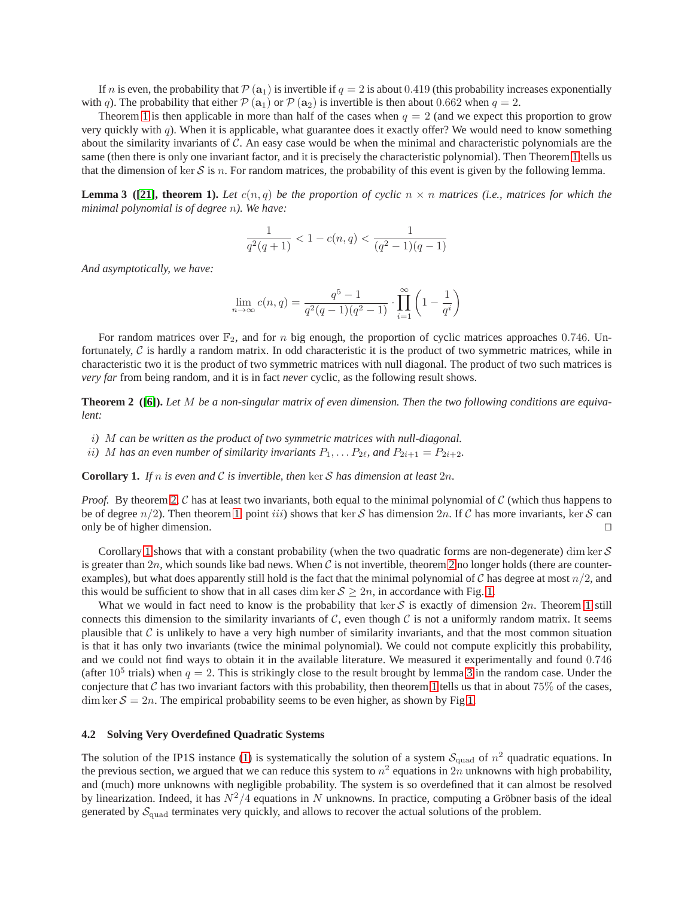If $n$ is even, the probability that $\mathcal{P}(\mathbf{a}_1)$ is invertible if $q=2$ is about $0.419$ (this probability increases exponentially with $q$). The probability that either $\mathcal{P}(\mathbf{a}_1)$ or $\mathcal{P}(\mathbf{a}_2)$ is invertible is then about $0.662$ when $q=2$.

Theorem 1 is then applicable in more than half of the cases when $q=2$ (and we expect this proportion to grow very quickly with $q$). When it is applicable, what guarantee does it exactly offer? We would need to know something about the similarity invariants of $\mathcal{C}$. An easy case would be when the minimal and characteristic polynomials are the same (then there is only one invariant factor, and it is precisely the characteristic polynomial). Then Theorem 1 tells us that the dimension of $\ker \mathcal{S}$ is $n$. For random matrices, the probability of this event is given by the following lemma.

**Lemma 3 ([21], theorem 1).** *Let $c(n,q)$ be the proportion of cyclic $n \times n$ matrices (i.e., matrices for which the minimal polynomial is of degree $n$). We have:*

$$\frac{1}{q^2(q+1)} < 1 - c(n,q) < \frac{1}{(q^2-1)(q-1)}$$

*And asymptotically, we have:*

$$\lim_{n\to\infty} c(n,q) = \frac{q^5-1}{q^2(q-1)(q^2-1)} \cdot \prod_{i=1}^{\infty} \left(1 - \frac{1}{q^i}\right)$$

For random matrices over $\mathbb{F}_2$, and for $n$ big enough, the proportion of cyclic matrices approaches $0.746$. Unfortunately, $\mathcal{C}$ is hardly a random matrix. In odd characteristic it is the product of two symmetric matrices, while in characteristic two it is the product of two symmetric matrices with null diagonal. The product of two such matrices is *very far* from being random, and it is in fact *never* cyclic, as the following result shows.

**Theorem 2 ([6]).** *Let $M$ be a non-singular matrix of even dimension. Then the two following conditions are equivalent:*

*i) $M$ can be written as the product of two symmetric matrices with null-diagonal.*
*ii) $M$ has an even number of similarity invariants $P_1, \ldots P_{2\ell}$, and $P_{2i+1} = P_{2i+2}$.*

**Corollary 1.** *If $n$ is even and $\mathcal{C}$ is invertible, then $\ker \mathcal{S}$ has dimension at least $2n$.*

*Proof.* By theorem 2, $\mathcal{C}$ has at least two invariants, both equal to the minimal polynomial of $\mathcal{C}$ (which thus happens to be of degree $n/2$). Then theorem 1, point $iii$) shows that $\ker \mathcal{S}$ has dimension $2n$. If $\mathcal{C}$ has more invariants, $\ker \mathcal{S}$ can only be of higher dimension. □

Corollary 1 shows that with a constant probability (when the two quadratic forms are non-degenerate) $\dim \ker \mathcal{S}$ is greater than $2n$, which sounds like bad news. When $\mathcal{C}$ is not invertible, theorem 2 no longer holds (there are counter-examples), but what does apparently still hold is the fact that the minimal polynomial of $\mathcal{C}$ has degree at most $n/2$, and this would be sufficient to show that in all cases $\dim \ker \mathcal{S} \geq 2n$, in accordance with Fig. 1.

What we would in fact need to know is the probability that $\ker \mathcal{S}$ is exactly of dimension $2n$. Theorem 1 still connects this dimension to the similarity invariants of $\mathcal{C}$, even though $\mathcal{C}$ is not a uniformly random matrix. It seems plausible that $\mathcal{C}$ is unlikely to have a very high number of similarity invariants, and that the most common situation is that it has only two invariants (twice the minimal polynomial). We could not compute explicitly this probability, and we could not find ways to obtain it in the available literature. We measured it experimentally and found $0.746$ (after $10^5$ trials) when $q=2$. This is strikingly close to the result brought by lemma 3 in the random case. Under the conjecture that $\mathcal{C}$ has two invariant factors with this probability, then theorem 1 tells us that in about $75\%$ of the cases, $\dim \ker \mathcal{S} = 2n$. The empirical probability seems to be even higher, as shown by Fig 1.

### 4.2 Solving Very Overdefined Quadratic Systems

The solution of the IP1S instance (1) is systematically the solution of a system $\mathcal{S}_{\text{quad}}$ of $n^2$ quadratic equations. In the previous section, we argued that we can reduce this system to $n^2$ equations in $2n$ unknowns with high probability, and (much) more unknowns with negligible probability. The system is so overdefined that it can almost be resolved by linearization. Indeed, it has $N^2/4$ equations in $N$ unknowns. In practice, computing a Gröbner basis of the ideal generated by $\mathcal{S}_{\text{quad}}$ terminates very quickly, and allows to recover the actual solutions of the problem.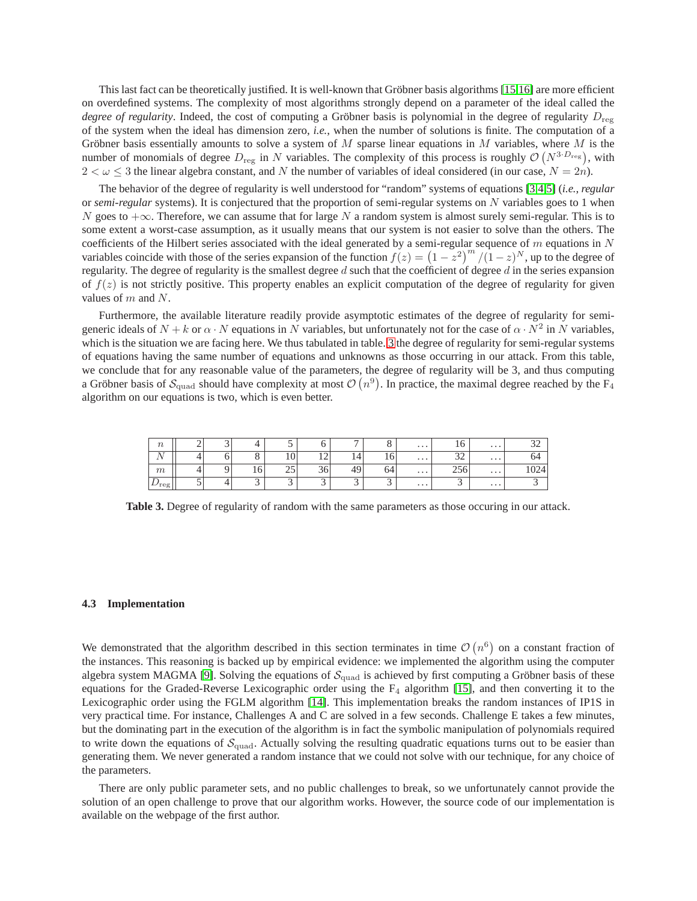This last fact can be theoretically justified. It is well-known that Gröbner basis algorithms [15,16] are more efficient on overdefined systems. The complexity of most algorithms strongly depend on a parameter of the ideal called the *degree of regularity*. Indeed, the cost of computing a Gröbner basis is polynomial in the degree of regularity $D_{\mathrm{reg}}$ of the system when the ideal has dimension zero, *i.e.*, when the number of solutions is finite. The computation of a Gröbner basis essentially amounts to solve a system of $M$ sparse linear equations in $M$ variables, where $M$ is the number of monomials of degree $D_{\mathrm{reg}}$ in $N$ variables. The complexity of this process is roughly $\mathcal{O}\left(N^{3 \cdot D_{\mathrm{reg}}}\right)$, with $2 < \omega \leq 3$ the linear algebra constant, and $N$ the number of variables of ideal considered (in our case, $N = 2n$).

The behavior of the degree of regularity is well understood for "random" systems of equations [3,4,5] (*i.e.*, *regular* or *semi-regular* systems). It is conjectured that the proportion of semi-regular systems on $N$ variables goes to 1 when $N$ goes to $+\infty$. Therefore, we can assume that for large $N$ a random system is almost surely semi-regular. This is to some extent a worst-case assumption, as it usually means that our system is not easier to solve than the others. The coefficients of the Hilbert series associated with the ideal generated by a semi-regular sequence of $m$ equations in $N$ variables coincide with those of the series expansion of the function $f(z) = \left(1 - z^2\right)^m / (1 - z)^N$, up to the degree of regularity. The degree of regularity is the smallest degree $d$ such that the coefficient of degree $d$ in the series expansion of $f(z)$ is not strictly positive. This property enables an explicit computation of the degree of regularity for given values of $m$ and $N$.

Furthermore, the available literature readily provide asymptotic estimates of the degree of regularity for semi-generic ideals of $N + k$ or $\alpha \cdot N$ equations in $N$ variables, but unfortunately not for the case of $\alpha \cdot N^2$ in $N$ variables, which is the situation we are facing here. We thus tabulated in table. 3 the degree of regularity for semi-regular systems of equations having the same number of equations and unknowns as those occurring in our attack. From this table, we conclude that for any reasonable value of the parameters, the degree of regularity will be 3, and thus computing a Gröbner basis of $\mathcal{S}_{\mathrm{quad}}$ should have complexity at most $\mathcal{O}\left(n^9\right)$. In practice, the maximal degree reached by the $\mathrm{F}_4$ algorithm on our equations is two, which is even better.

| $n$ | 2 | 3 | 4 | 5 | 6 | 7 | 8 | ... | 16 | ... | 32 |
|---|---|---|---|---|---|---|---|---|---|---|---|
| $N$ | 4 | 6 | 8 | 10 | 12 | 14 | 16 | ... | 32 | ... | 64 |
| $m$ | 4 | 9 | 16 | 25 | 36 | 49 | 64 | ... | 256 | ... | 1024 |
| $D_{\mathrm{reg}}$ | 5 | 4 | 3 | 3 | 3 | 3 | 3 | ... | 3 | ... | 3 |

**Table 3.** Degree of regularity of random with the same parameters as those occuring in our attack.

### 4.3 Implementation

We demonstrated that the algorithm described in this section terminates in time $\mathcal{O}\left(n^6\right)$ on a constant fraction of the instances. This reasoning is backed up by empirical evidence: we implemented the algorithm using the computer algebra system MAGMA [9]. Solving the equations of $\mathcal{S}_{\mathrm{quad}}$ is achieved by first computing a Gröbner basis of these equations for the Graded-Reverse Lexicographic order using the $\mathrm{F}_4$ algorithm [15], and then converting it to the Lexicographic order using the FGLM algorithm [14]. This implementation breaks the random instances of IP1S in very practical time. For instance, Challenges A and C are solved in a few seconds. Challenge E takes a few minutes, but the dominating part in the execution of the algorithm is in fact the symbolic manipulation of polynomials required to write down the equations of $\mathcal{S}_{\mathrm{quad}}$. Actually solving the resulting quadratic equations turns out to be easier than generating them. We never generated a random instance that we could not solve with our technique, for any choice of the parameters.

There are only public parameter sets, and no public challenges to break, so we unfortunately cannot provide the solution of an open challenge to prove that our algorithm works. However, the source code of our implementation is available on the webpage of the first author.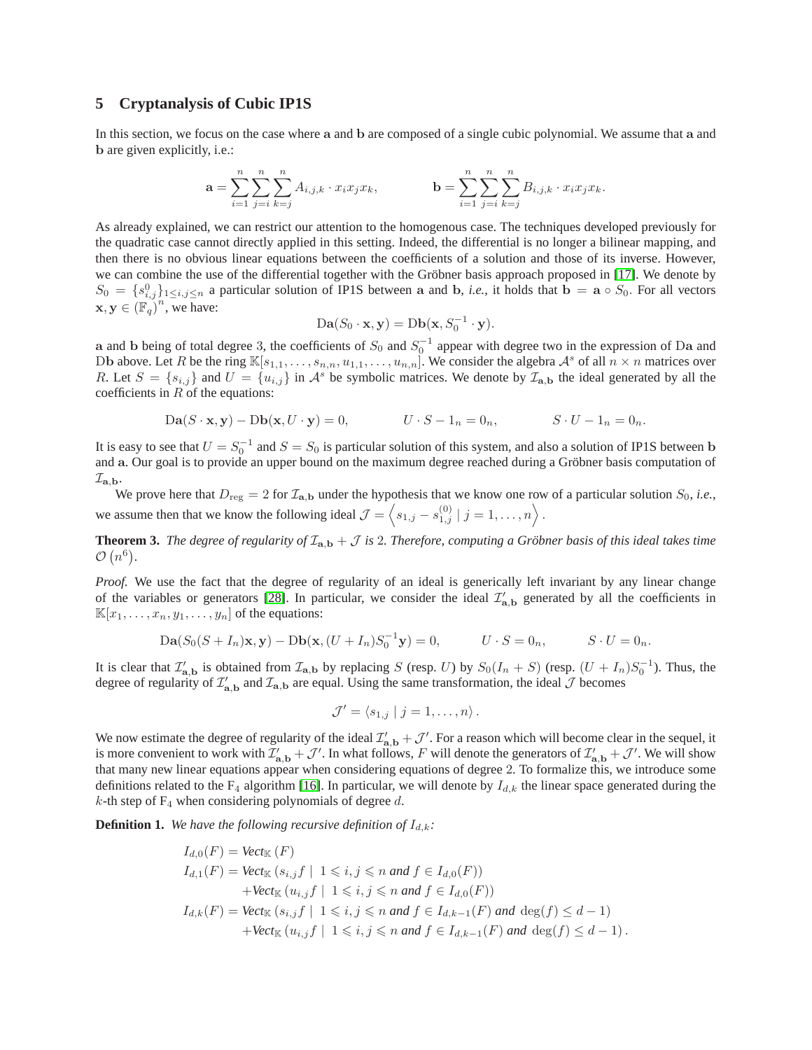## 5 Cryptanalysis of Cubic IP1S

In this section, we focus on the case where $\mathbf{a}$ and $\mathbf{b}$ are composed of a single cubic polynomial. We assume that $\mathbf{a}$ and $\mathbf{b}$ are given explicitly, i.e.:

$$\mathbf{a} = \sum_{i=1}^{n}\sum_{j=i}^{n}\sum_{k=j}^{n} A_{i,j,k} \cdot x_i x_j x_k, \qquad \mathbf{b} = \sum_{i=1}^{n}\sum_{j=i}^{n}\sum_{k=j}^{n} B_{i,j,k} \cdot x_i x_j x_k.$$

As already explained, we can restrict our attention to the homogenous case. The techniques developed previously for the quadratic case cannot directly applied in this setting. Indeed, the differential is no longer a bilinear mapping, and then there is no obvious linear equations between the coefficients of a solution and those of its inverse. However, we can combine the use of the differential together with the Gröbner basis approach proposed in [17]. We denote by $S_0 = \{s^0_{i,j}\}_{1\leq i,j \leq n}$ a particular solution of IP1S between $\mathbf{a}$ and $\mathbf{b}$, *i.e.*, it holds that $\mathbf{b} = \mathbf{a} \circ S_0$. For all vectors $\mathbf{x}, \mathbf{y} \in (\mathbb{F}_q)^n$, we have:

$$\mathrm{D}\mathbf{a}(S_0 \cdot \mathbf{x}, \mathbf{y}) = \mathrm{D}\mathbf{b}(\mathbf{x}, S_0^{-1} \cdot \mathbf{y}).$$

$\mathbf{a}$ and $\mathbf{b}$ being of total degree 3, the coefficients of $S_0$ and $S_0^{-1}$ appear with degree two in the expression of $\mathrm{D}\mathbf{a}$ and $\mathrm{D}\mathbf{b}$ above. Let $R$ be the ring $\mathbb{K}[s_{1,1}, \ldots, s_{n,n}, u_{1,1}, \ldots, u_{n,n}]$. We consider the algebra $\mathcal{A}^s$ of all $n \times n$ matrices over $R$. Let $S = \{s_{i,j}\}$ and $U = \{u_{i,j}\}$ in $\mathcal{A}^s$ be symbolic matrices. We denote by $\mathcal{I}_{\mathbf{a},\mathbf{b}}$ the ideal generated by all the coefficients in $R$ of the equations:

$$\mathrm{D}\mathbf{a}(S \cdot \mathbf{x}, \mathbf{y}) - \mathrm{D}\mathbf{b}(\mathbf{x}, U \cdot \mathbf{y}) = 0, \qquad U \cdot S - 1_n = 0_n, \qquad S \cdot U - 1_n = 0_n.$$

It is easy to see that $U = S_0^{-1}$ and $S = S_0$ is particular solution of this system, and also a solution of IP1S between $\mathbf{b}$ and $\mathbf{a}$. Our goal is to provide an upper bound on the maximum degree reached during a Gröbner basis computation of $\mathcal{I}_{\mathbf{a},\mathbf{b}}$.

We prove here that $D_{\mathrm{reg}} = 2$ for $\mathcal{I}_{\mathbf{a},\mathbf{b}}$ under the hypothesis that we know one row of a particular solution $S_0$, *i.e.*, we assume then that we know the following ideal $\mathcal{J} = \left\langle s_{1,j} - s^{(0)}_{1,j} \mid j = 1, \ldots, n \right\rangle$.

**Theorem 3.** *The degree of regularity of $\mathcal{I}_{\mathbf{a},\mathbf{b}} + \mathcal{J}$ is 2. Therefore, computing a Gröbner basis of this ideal takes time $\mathcal{O}\left(n^6\right)$.*

*Proof.* We use the fact that the degree of regularity of an ideal is generically left invariant by any linear change of the variables or generators [28]. In particular, we consider the ideal $\mathcal{I}'_{\mathbf{a},\mathbf{b}}$ generated by all the coefficients in $\mathbb{K}[x_1, \ldots, x_n, y_1, \ldots, y_n]$ of the equations:

$$\mathrm{D}\mathbf{a}(S_0(S + I_n)\mathbf{x}, \mathbf{y}) - \mathrm{D}\mathbf{b}(\mathbf{x}, (U + I_n)S_0^{-1}\mathbf{y}) = 0, \qquad U \cdot S = 0_n, \qquad S \cdot U = 0_n.$$

It is clear that $\mathcal{I}'_{\mathbf{a},\mathbf{b}}$ is obtained from $\mathcal{I}_{\mathbf{a},\mathbf{b}}$ by replacing $S$ (resp. $U$) by $S_0(I_n + S)$ (resp. $(U + I_n)S_0^{-1}$). Thus, the degree of regularity of $\mathcal{I}'_{\mathbf{a},\mathbf{b}}$ and $\mathcal{I}_{\mathbf{a},\mathbf{b}}$ are equal. Using the same transformation, the ideal $\mathcal{J}$ becomes

$$\mathcal{J}' = \langle s_{1,j} \mid j = 1, \ldots, n \rangle.$$

We now estimate the degree of regularity of the ideal $\mathcal{I}'_{\mathbf{a},\mathbf{b}} + \mathcal{J}'$. For a reason which will become clear in the sequel, it is more convenient to work with $\mathcal{I}'_{\mathbf{a},\mathbf{b}} + \mathcal{J}'$. In what follows, $F$ will denote the generators of $\mathcal{I}'_{\mathbf{a},\mathbf{b}} + \mathcal{J}'$. We will show that many new linear equations appear when considering equations of degree 2. To formalize this, we introduce some definitions related to the $\mathrm{F}_4$ algorithm [16]. In particular, we will denote by $I_{d,k}$ the linear space generated during the $k$-th step of $\mathrm{F}_4$ when considering polynomials of degree $d$.

**Definition 1.** *We have the following recursive definition of $I_{d,k}$:*

$$\begin{aligned}
I_{d,0}(F) &= \mathit{Vect}_{\mathbb{K}}(F) \\
I_{d,1}(F) &= \mathit{Vect}_{\mathbb{K}}(s_{i,j}f \mid 1 \leqslant i,j \leqslant n \text{ and } f \in I_{d,0}(F)) \\
&\quad + \mathit{Vect}_{\mathbb{K}}(u_{i,j}f \mid 1 \leqslant i,j \leqslant n \text{ and } f \in I_{d,0}(F)) \\
I_{d,k}(F) &= \mathit{Vect}_{\mathbb{K}}(s_{i,j}f \mid 1 \leqslant i,j \leqslant n \text{ and } f \in I_{d,k-1}(F) \text{ and } \deg(f) \leq d-1) \\
&\quad + \mathit{Vect}_{\mathbb{K}}(u_{i,j}f \mid 1 \leqslant i,j \leqslant n \text{ and } f \in I_{d,k-1}(F) \text{ and } \deg(f) \leq d-1).
\end{aligned}$$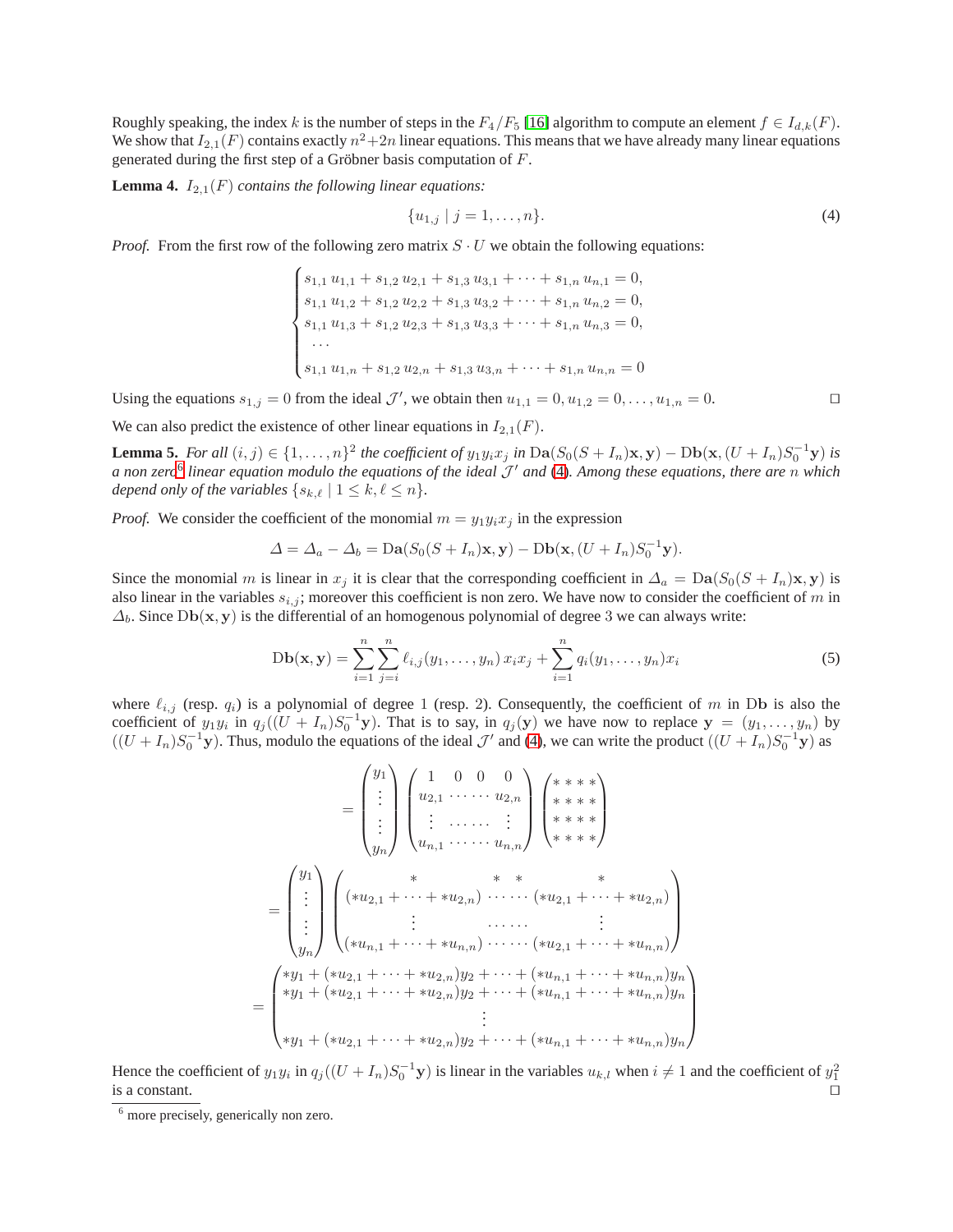Roughly speaking, the index $k$ is the number of steps in the $F_4/F_5$ [16] algorithm to compute an element $f \in I_{d,k}(F)$. We show that $I_{2,1}(F)$ contains exactly $n^2+2n$ linear equations. This means that we have already many linear equations generated during the first step of a Gröbner basis computation of $F$.

**Lemma 4.** *$I_{2,1}(F)$ contains the following linear equations:*

$$\{u_{1,j} \mid j = 1, \ldots, n\}. \tag{4}$$

*Proof.* From the first row of the following zero matrix $S \cdot U$ we obtain the following equations:

$$\begin{cases} s_{1,1}\, u_{1,1} + s_{1,2}\, u_{2,1} + s_{1,3}\, u_{3,1} + \cdots + s_{1,n}\, u_{n,1} = 0, \\ s_{1,1}\, u_{1,2} + s_{1,2}\, u_{2,2} + s_{1,3}\, u_{3,2} + \cdots + s_{1,n}\, u_{n,2} = 0, \\ s_{1,1}\, u_{1,3} + s_{1,2}\, u_{2,3} + s_{1,3}\, u_{3,3} + \cdots + s_{1,n}\, u_{n,3} = 0, \\ \ \cdots \\ s_{1,1}\, u_{1,n} + s_{1,2}\, u_{2,n} + s_{1,3}\, u_{3,n} + \cdots + s_{1,n}\, u_{n,n} = 0 \end{cases}$$

Using the equations $s_{1,j} = 0$ from the ideal $\mathcal{J}'$, we obtain then $u_{1,1} = 0, u_{1,2} = 0, \ldots, u_{1,n} = 0$. □

We can also predict the existence of other linear equations in $I_{2,1}(F)$.

**Lemma 5.** *For all $(i, j) \in \{1, \ldots, n\}^2$ the coefficient of $y_1 y_i x_j$ in $\mathrm{D}\mathbf{a}(S_0(S + I_n)\mathbf{x}, \mathbf{y}) - \mathrm{D}\mathbf{b}(\mathbf{x}, (U + I_n)S_0^{-1}\mathbf{y})$ is a non zero[6] linear equation modulo the equations of the ideal $\mathcal{J}'$ and (4). Among these equations, there are $n$ which depend only of the variables $\{s_{k,\ell} \mid 1 \le k, \ell \le n\}$.*

*Proof.* We consider the coefficient of the monomial $m = y_1 y_i x_j$ in the expression

$$\varDelta = \varDelta_a - \varDelta_b = \mathrm{D}\mathbf{a}(S_0(S + I_n)\mathbf{x}, \mathbf{y}) - \mathrm{D}\mathbf{b}(\mathbf{x}, (U + I_n)S_0^{-1}\mathbf{y}).$$

Since the monomial $m$ is linear in $x_j$ it is clear that the corresponding coefficient in $\varDelta_a = \mathrm{D}\mathbf{a}(S_0(S + I_n)\mathbf{x}, \mathbf{y})$ is also linear in the variables $s_{i,j}$; moreover this coefficient is non zero. We have now to consider the coefficient of $m$ in $\varDelta_b$. Since $\mathrm{D}\mathbf{b}(\mathbf{x}, \mathbf{y})$ is the differential of an homogenous polynomial of degree 3 we can always write:

$$\mathrm{D}\mathbf{b}(\mathbf{x}, \mathbf{y}) = \sum_{i=1}^{n} \sum_{j=i}^{n} \ell_{i,j}(y_1, \ldots, y_n)\, x_i x_j + \sum_{i=1}^{n} q_i(y_1, \ldots, y_n) x_i \tag{5}$$

where $\ell_{i,j}$ (resp. $q_i$) is a polynomial of degree 1 (resp. 2). Consequently, the coefficient of $m$ in $\mathrm{D}\mathbf{b}$ is also the coefficient of $y_1 y_i$ in $q_j((U + I_n)S_0^{-1}\mathbf{y})$. That is to say, in $q_j(\mathbf{y})$ we have now to replace $\mathbf{y} = (y_1, \ldots, y_n)$ by $((U + I_n)S_0^{-1}\mathbf{y})$. Thus, modulo the equations of the ideal $\mathcal{J}'$ and (4), we can write the product $((U + I_n)S_0^{-1}\mathbf{y})$ as

$$= \begin{pmatrix} y_1 \\ \vdots \\ \vdots \\ y_n \end{pmatrix} \begin{pmatrix} 1 & 0 & 0 & 0 \\ u_{2,1} & \cdots & \cdots & u_{2,n} \\ \vdots & \cdots & \cdots & \vdots \\ u_{n,1} & \cdots & \cdots & u_{n,n} \end{pmatrix} \begin{pmatrix} * & * & * & * \\ * & * & * & * \\ * & * & * & * \\ * & * & * & * \end{pmatrix}$$

$$= \begin{pmatrix} y_1 \\ \vdots \\ \vdots \\ y_n \end{pmatrix} \begin{pmatrix} * & * \quad * & * \\ (*u_{2,1} + \cdots + *u_{2,n}) & \cdots\cdots & (*u_{2,1} + \cdots + *u_{2,n}) \\ \vdots & \cdots\cdots & \vdots \\ (*u_{n,1} + \cdots + *u_{n,n}) & \cdots\cdots & (*u_{2,1} + \cdots + *u_{n,n}) \end{pmatrix}$$

$$= \begin{pmatrix} *y_1 + (*u_{2,1} + \cdots + *u_{2,n})y_2 + \cdots + (*u_{n,1} + \cdots + *u_{n,n})y_n \\ *y_1 + (*u_{2,1} + \cdots + *u_{2,n})y_2 + \cdots + (*u_{n,1} + \cdots + *u_{n,n})y_n \\ \vdots \\ *y_1 + (*u_{2,1} + \cdots + *u_{2,n})y_2 + \cdots + (*u_{n,1} + \cdots + *u_{n,n})y_n \end{pmatrix}$$

Hence the coefficient of $y_1 y_i$ in $q_j((U + I_n)S_0^{-1}\mathbf{y})$ is linear in the variables $u_{k,l}$ when $i \neq 1$ and the coefficient of $y_1^2$ is a constant. □

[6] more precisely, generically non zero.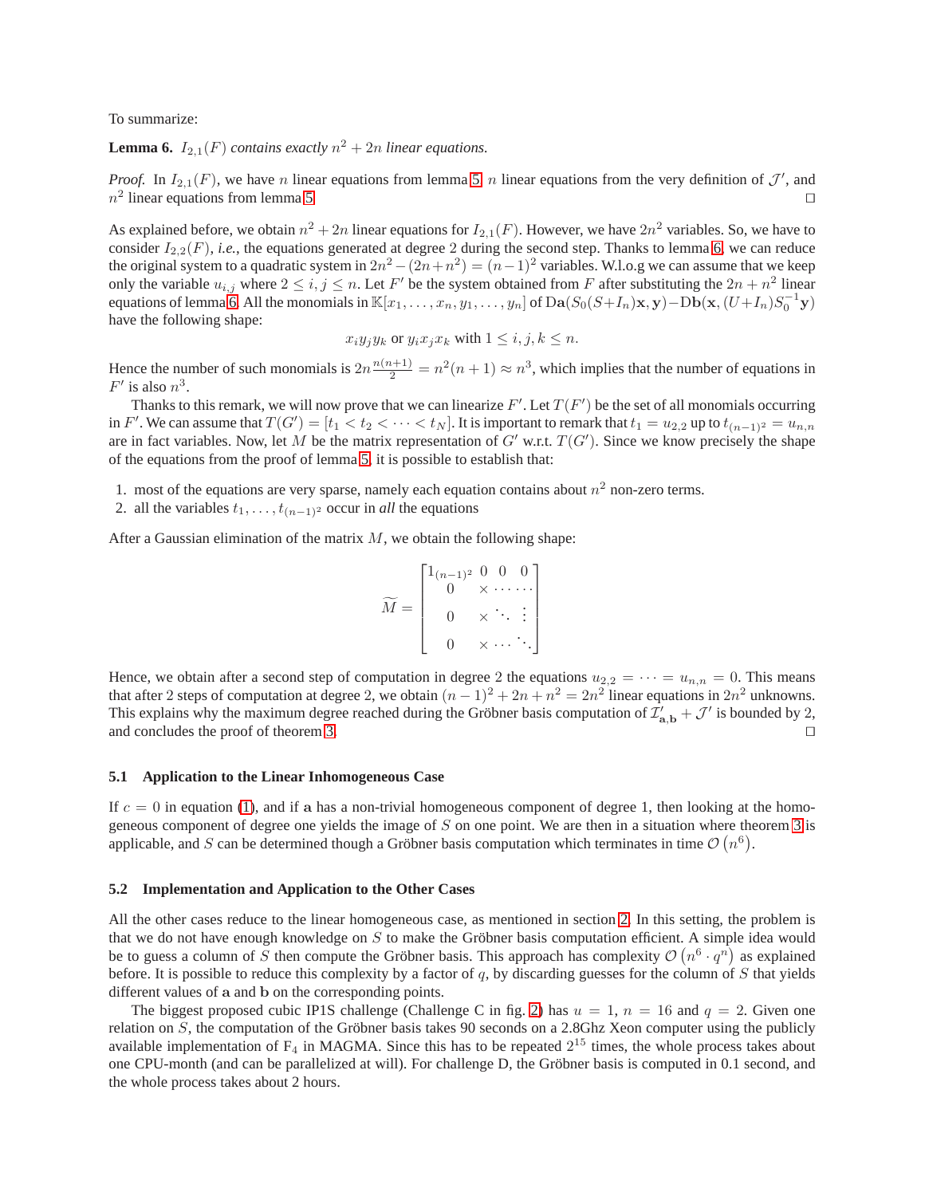To summarize:

**Lemma 6.** *$I_{2,1}(F)$ contains exactly $n^2 + 2n$ linear equations.*

*Proof.* In $I_{2,1}(F)$, we have $n$ linear equations from lemma 5, $n$ linear equations from the very definition of $\mathcal{J}'$, and $n^2$ linear equations from lemma 5. □

As explained before, we obtain $n^2 + 2n$ linear equations for $I_{2,1}(F)$. However, we have $2n^2$ variables. So, we have to consider $I_{2,2}(F)$, *i.e.*, the equations generated at degree 2 during the second step. Thanks to lemma 6, we can reduce the original system to a quadratic system in $2n^2 - (2n + n^2) = (n-1)^2$ variables. W.l.o.g we can assume that we keep only the variable $u_{i,j}$ where $2 \leq i, j \leq n$. Let $F'$ be the system obtained from $F$ after substituting the $2n + n^2$ linear equations of lemma 6. All the monomials in $\mathbb{K}[x_1, \ldots, x_n, y_1, \ldots, y_n]$ of $\mathrm{D}\mathbf{a}(S_0(S+I_n)\mathbf{x}, \mathbf{y}) - \mathrm{D}\mathbf{b}(\mathbf{x}, (U+I_n)S_0^{-1}\mathbf{y})$ have the following shape:

$$x_i y_j y_k \text{ or } y_i x_j x_k \text{ with } 1 \leq i, j, k \leq n.$$

Hence the number of such monomials is $2n\frac{n(n+1)}{2} = n^2(n+1) \approx n^3$, which implies that the number of equations in $F'$ is also $n^3$.

Thanks to this remark, we will now prove that we can linearize $F'$. Let $T(F')$ be the set of all monomials occurring in $F'$. We can assume that $T(G') = [t_1 < t_2 < \cdots < t_N]$. It is important to remark that $t_1 = u_{2,2}$ up to $t_{(n-1)^2} = u_{n,n}$ are in fact variables. Now, let $M$ be the matrix representation of $G'$ w.r.t. $T(G')$. Since we know precisely the shape of the equations from the proof of lemma 5, it is possible to establish that:

1. most of the equations are very sparse, namely each equation contains about $n^2$ non-zero terms.
2. all the variables $t_1, \ldots, t_{(n-1)^2}$ occur in *all* the equations

After a Gaussian elimination of the matrix $M$, we obtain the following shape:

$$\widetilde{M} = \begin{bmatrix} 1_{(n-1)^2} & 0 & 0 & 0 \\ 0 & \times & \cdots & \cdots \\ 0 & \times & \ddots & \vdots \\ 0 & \times & \cdots & \ddots \end{bmatrix}$$

Hence, we obtain after a second step of computation in degree 2 the equations $u_{2,2} = \cdots = u_{n,n} = 0$. This means that after 2 steps of computation at degree 2, we obtain $(n-1)^2 + 2n + n^2 = 2n^2$ linear equations in $2n^2$ unknowns. This explains why the maximum degree reached during the Gröbner basis computation of $\mathcal{I}'_{\mathbf{a},\mathbf{b}} + \mathcal{J}'$ is bounded by 2, and concludes the proof of theorem 3. □

### 5.1 Application to the Linear Inhomogeneous Case

If $c = 0$ in equation (1), and if $\mathbf{a}$ has a non-trivial homogeneous component of degree 1, then looking at the homogeneous component of degree one yields the image of $S$ on one point. We are then in a situation where theorem 3 is applicable, and $S$ can be determined though a Gröbner basis computation which terminates in time $\mathcal{O}\left(n^6\right)$.

### 5.2 Implementation and Application to the Other Cases

All the other cases reduce to the linear homogeneous case, as mentioned in section 2. In this setting, the problem is that we do not have enough knowledge on $S$ to make the Gröbner basis computation efficient. A simple idea would be to guess a column of $S$ then compute the Gröbner basis. This approach has complexity $\mathcal{O}\left(n^6 \cdot q^n\right)$ as explained before. It is possible to reduce this complexity by a factor of $q$, by discarding guesses for the column of $S$ that yields different values of $\mathbf{a}$ and $\mathbf{b}$ on the corresponding points.

The biggest proposed cubic IP1S challenge (Challenge C in fig. 2) has $u = 1$, $n = 16$ and $q = 2$. Given one relation on $S$, the computation of the Gröbner basis takes 90 seconds on a 2.8Ghz Xeon computer using the publicly available implementation of $\mathrm{F}_4$ in MAGMA. Since this has to be repeated $2^{15}$ times, the whole process takes about one CPU-month (and can be parallelized at will). For challenge D, the Gröbner basis is computed in 0.1 second, and the whole process takes about 2 hours.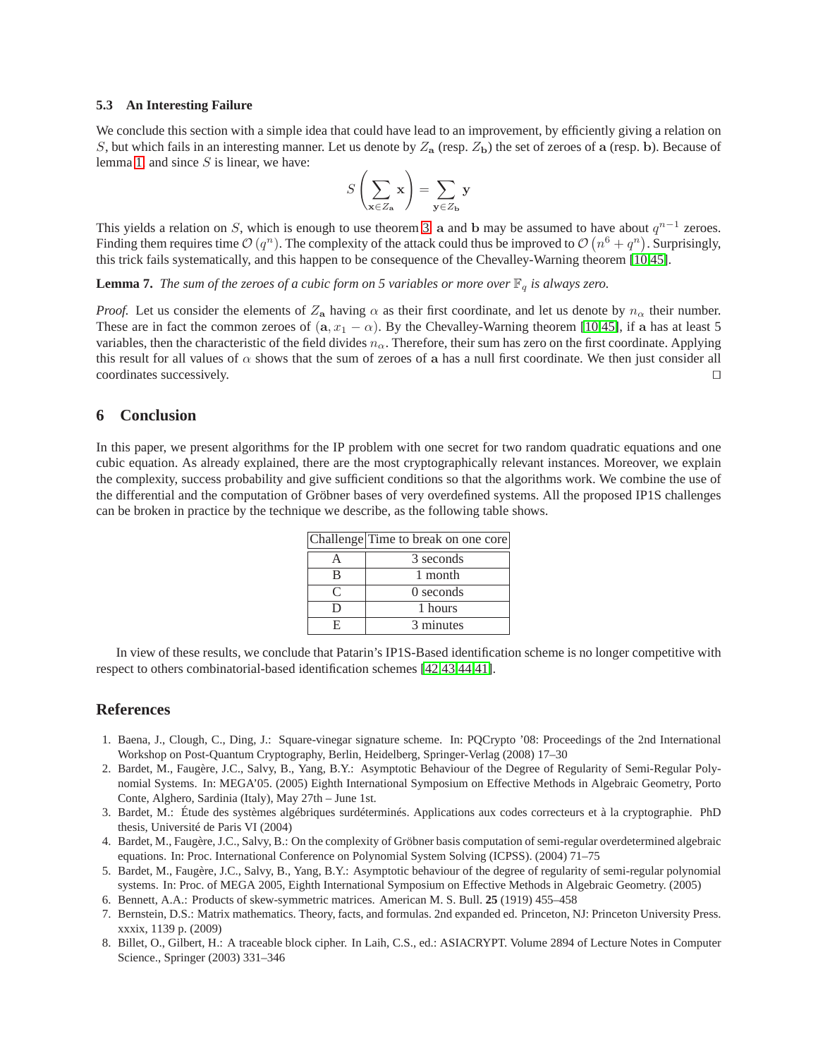### 5.3 An Interesting Failure

We conclude this section with a simple idea that could have lead to an improvement, by efficiently giving a relation on $S$, but which fails in an interesting manner. Let us denote by $Z_{\mathbf{a}}$ (resp. $Z_{\mathbf{b}}$) the set of zeroes of $\mathbf{a}$ (resp. $\mathbf{b}$). Because of lemma 1 and since $S$ is linear, we have:

$$S\left(\sum_{\mathbf{x}\in Z_{\mathbf{a}}} \mathbf{x}\right) = \sum_{\mathbf{y}\in Z_{\mathbf{b}}} \mathbf{y}$$

This yields a relation on $S$, which is enough to use theorem 3. $\mathbf{a}$ and $\mathbf{b}$ may be assumed to have about $q^{n-1}$ zeroes. Finding them requires time $\mathcal{O}(q^n)$. The complexity of the attack could thus be improved to $\mathcal{O}(n^6 + q^n)$. Surprisingly, this trick fails systematically, and this happen to be consequence of the Chevalley-Warning theorem [10,45].

**Lemma 7.** *The sum of the zeroes of a cubic form on 5 variables or more over $\mathbb{F}_q$ is always zero.*

*Proof.* Let us consider the elements of $Z_{\mathbf{a}}$ having $\alpha$ as their first coordinate, and let us denote by $n_\alpha$ their number. These are in fact the common zeroes of $(\mathbf{a}, x_1 - \alpha)$. By the Chevalley-Warning theorem [10,45], if $\mathbf{a}$ has at least 5 variables, then the characteristic of the field divides $n_\alpha$. Therefore, their sum has zero on the first coordinate. Applying this result for all values of $\alpha$ shows that the sum of zeroes of $\mathbf{a}$ has a null first coordinate. We then just consider all coordinates successively. ◻

## 6 Conclusion

In this paper, we present algorithms for the IP problem with one secret for two random quadratic equations and one cubic equation. As already explained, there are the most cryptographically relevant instances. Moreover, we explain the complexity, success probability and give sufficient conditions so that the algorithms work. We combine the use of the differential and the computation of Gröbner bases of very overdefined systems. All the proposed IP1S challenges can be broken in practice by the technique we describe, as the following table shows.

| Challenge | Time to break on one core |
|---|---|
| A | 3 seconds |
| B | 1 month |
| C | 0 seconds |
| D | 1 hours |
| E | 3 minutes |

In view of these results, we conclude that Patarin's IP1S-Based identification scheme is no longer competitive with respect to others combinatorial-based identification schemes [42,43,44,41].

## References

1. Baena, J., Clough, C., Ding, J.: Square-vinegar signature scheme. In: PQCrypto '08: Proceedings of the 2nd International Workshop on Post-Quantum Cryptography, Berlin, Heidelberg, Springer-Verlag (2008) 17–30
2. Bardet, M., Faugère, J.C., Salvy, B., Yang, B.Y.: Asymptotic Behaviour of the Degree of Regularity of Semi-Regular Polynomial Systems. In: MEGA'05. (2005) Eighth International Symposium on Effective Methods in Algebraic Geometry, Porto Conte, Alghero, Sardinia (Italy), May 27th – June 1st.
3. Bardet, M.: Étude des systèmes algébriques surdéterminés. Applications aux codes correcteurs et à la cryptographie. PhD thesis, Université de Paris VI (2004)
4. Bardet, M., Faugère, J.C., Salvy, B.: On the complexity of Gröbner basis computation of semi-regular overdetermined algebraic equations. In: Proc. International Conference on Polynomial System Solving (ICPSS). (2004) 71–75
5. Bardet, M., Faugère, J.C., Salvy, B., Yang, B.Y.: Asymptotic behaviour of the degree of regularity of semi-regular polynomial systems. In: Proc. of MEGA 2005, Eighth International Symposium on Effective Methods in Algebraic Geometry. (2005)
6. Bennett, A.A.: Products of skew-symmetric matrices. American M. S. Bull. **25** (1919) 455–458
7. Bernstein, D.S.: Matrix mathematics. Theory, facts, and formulas. 2nd expanded ed. Princeton, NJ: Princeton University Press. xxxix, 1139 p. (2009)
8. Billet, O., Gilbert, H.: A traceable block cipher. In Laih, C.S., ed.: ASIACRYPT. Volume 2894 of Lecture Notes in Computer Science., Springer (2003) 331–346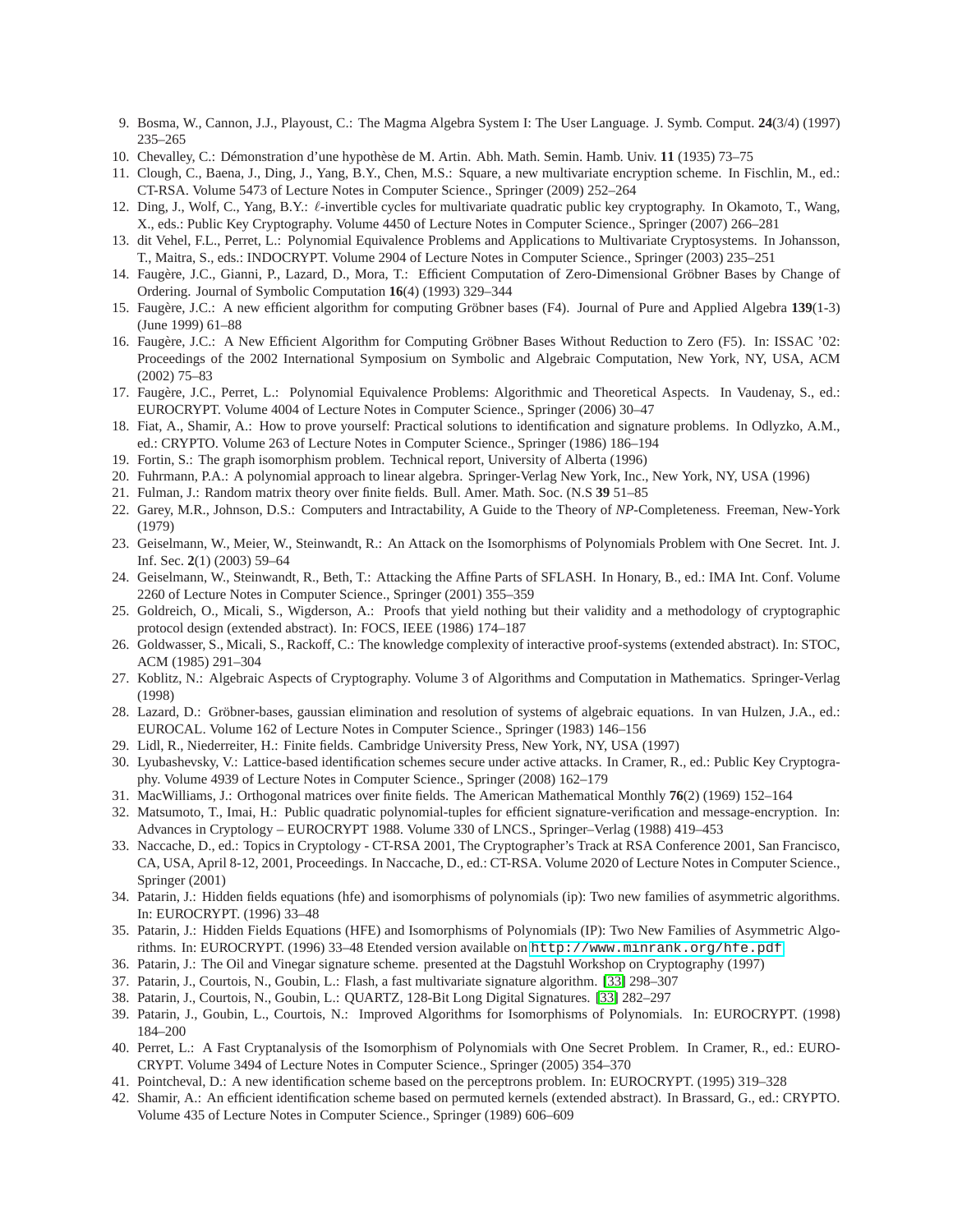9. Bosma, W., Cannon, J.J., Playoust, C.: The Magma Algebra System I: The User Language. J. Symb. Comput. **24**(3/4) (1997) 235–265
10. Chevalley, C.: Démonstration d'une hypothèse de M. Artin. Abh. Math. Semin. Hamb. Univ. **11** (1935) 73–75
11. Clough, C., Baena, J., Ding, J., Yang, B.Y., Chen, M.S.: Square, a new multivariate encryption scheme. In Fischlin, M., ed.: CT-RSA. Volume 5473 of Lecture Notes in Computer Science., Springer (2009) 252–264
12. Ding, J., Wolf, C., Yang, B.Y.: $\ell$-invertible cycles for multivariate quadratic public key cryptography. In Okamoto, T., Wang, X., eds.: Public Key Cryptography. Volume 4450 of Lecture Notes in Computer Science., Springer (2007) 266–281
13. dit Vehel, F.L., Perret, L.: Polynomial Equivalence Problems and Applications to Multivariate Cryptosystems. In Johansson, T., Maitra, S., eds.: INDOCRYPT. Volume 2904 of Lecture Notes in Computer Science., Springer (2003) 235–251
14. Faugère, J.C., Gianni, P., Lazard, D., Mora, T.: Efficient Computation of Zero-Dimensional Gröbner Bases by Change of Ordering. Journal of Symbolic Computation **16**(4) (1993) 329–344
15. Faugère, J.C.: A new efficient algorithm for computing Gröbner bases (F4). Journal of Pure and Applied Algebra **139**(1-3) (June 1999) 61–88
16. Faugère, J.C.: A New Efficient Algorithm for Computing Gröbner Bases Without Reduction to Zero (F5). In: ISSAC '02: Proceedings of the 2002 International Symposium on Symbolic and Algebraic Computation, New York, NY, USA, ACM (2002) 75–83
17. Faugère, J.C., Perret, L.: Polynomial Equivalence Problems: Algorithmic and Theoretical Aspects. In Vaudenay, S., ed.: EUROCRYPT. Volume 4004 of Lecture Notes in Computer Science., Springer (2006) 30–47
18. Fiat, A., Shamir, A.: How to prove yourself: Practical solutions to identification and signature problems. In Odlyzko, A.M., ed.: CRYPTO. Volume 263 of Lecture Notes in Computer Science., Springer (1986) 186–194
19. Fortin, S.: The graph isomorphism problem. Technical report, University of Alberta (1996)
20. Fuhrmann, P.A.: A polynomial approach to linear algebra. Springer-Verlag New York, Inc., New York, NY, USA (1996)
21. Fulman, J.: Random matrix theory over finite fields. Bull. Amer. Math. Soc. (N.S **39** 51–85
22. Garey, M.R., Johnson, D.S.: Computers and Intractability, A Guide to the Theory of *NP*-Completeness. Freeman, New-York (1979)
23. Geiselmann, W., Meier, W., Steinwandt, R.: An Attack on the Isomorphisms of Polynomials Problem with One Secret. Int. J. Inf. Sec. **2**(1) (2003) 59–64
24. Geiselmann, W., Steinwandt, R., Beth, T.: Attacking the Affine Parts of SFLASH. In Honary, B., ed.: IMA Int. Conf. Volume 2260 of Lecture Notes in Computer Science., Springer (2001) 355–359
25. Goldreich, O., Micali, S., Wigderson, A.: Proofs that yield nothing but their validity and a methodology of cryptographic protocol design (extended abstract). In: FOCS, IEEE (1986) 174–187
26. Goldwasser, S., Micali, S., Rackoff, C.: The knowledge complexity of interactive proof-systems (extended abstract). In: STOC, ACM (1985) 291–304
27. Koblitz, N.: Algebraic Aspects of Cryptography. Volume 3 of Algorithms and Computation in Mathematics. Springer-Verlag (1998)
28. Lazard, D.: Gröbner-bases, gaussian elimination and resolution of systems of algebraic equations. In van Hulzen, J.A., ed.: EUROCAL. Volume 162 of Lecture Notes in Computer Science., Springer (1983) 146–156
29. Lidl, R., Niederreiter, H.: Finite fields. Cambridge University Press, New York, NY, USA (1997)
30. Lyubashevsky, V.: Lattice-based identification schemes secure under active attacks. In Cramer, R., ed.: Public Key Cryptography. Volume 4939 of Lecture Notes in Computer Science., Springer (2008) 162–179
31. MacWilliams, J.: Orthogonal matrices over finite fields. The American Mathematical Monthly **76**(2) (1969) 152–164
32. Matsumoto, T., Imai, H.: Public quadratic polynomial-tuples for efficient signature-verification and message-encryption. In: Advances in Cryptology – EUROCRYPT 1988. Volume 330 of LNCS., Springer–Verlag (1988) 419–453
33. Naccache, D., ed.: Topics in Cryptology - CT-RSA 2001, The Cryptographer's Track at RSA Conference 2001, San Francisco, CA, USA, April 8-12, 2001, Proceedings. In Naccache, D., ed.: CT-RSA. Volume 2020 of Lecture Notes in Computer Science., Springer (2001)
34. Patarin, J.: Hidden fields equations (hfe) and isomorphisms of polynomials (ip): Two new families of asymmetric algorithms. In: EUROCRYPT. (1996) 33–48
35. Patarin, J.: Hidden Fields Equations (HFE) and Isomorphisms of Polynomials (IP): Two New Families of Asymmetric Algorithms. In: EUROCRYPT. (1996) 33–48 Etended version available on http://www.minrank.org/hfe.pdf
36. Patarin, J.: The Oil and Vinegar signature scheme. presented at the Dagstuhl Workshop on Cryptography (1997)
37. Patarin, J., Courtois, N., Goubin, L.: Flash, a fast multivariate signature algorithm. [33] 298–307
38. Patarin, J., Courtois, N., Goubin, L.: QUARTZ, 128-Bit Long Digital Signatures. [33] 282–297
39. Patarin, J., Goubin, L., Courtois, N.: Improved Algorithms for Isomorphisms of Polynomials. In: EUROCRYPT. (1998) 184–200
40. Perret, L.: A Fast Cryptanalysis of the Isomorphism of Polynomials with One Secret Problem. In Cramer, R., ed.: EUROCRYPT. Volume 3494 of Lecture Notes in Computer Science., Springer (2005) 354–370
41. Pointcheval, D.: A new identification scheme based on the perceptrons problem. In: EUROCRYPT. (1995) 319–328
42. Shamir, A.: An efficient identification scheme based on permuted kernels (extended abstract). In Brassard, G., ed.: CRYPTO. Volume 435 of Lecture Notes in Computer Science., Springer (1989) 606–609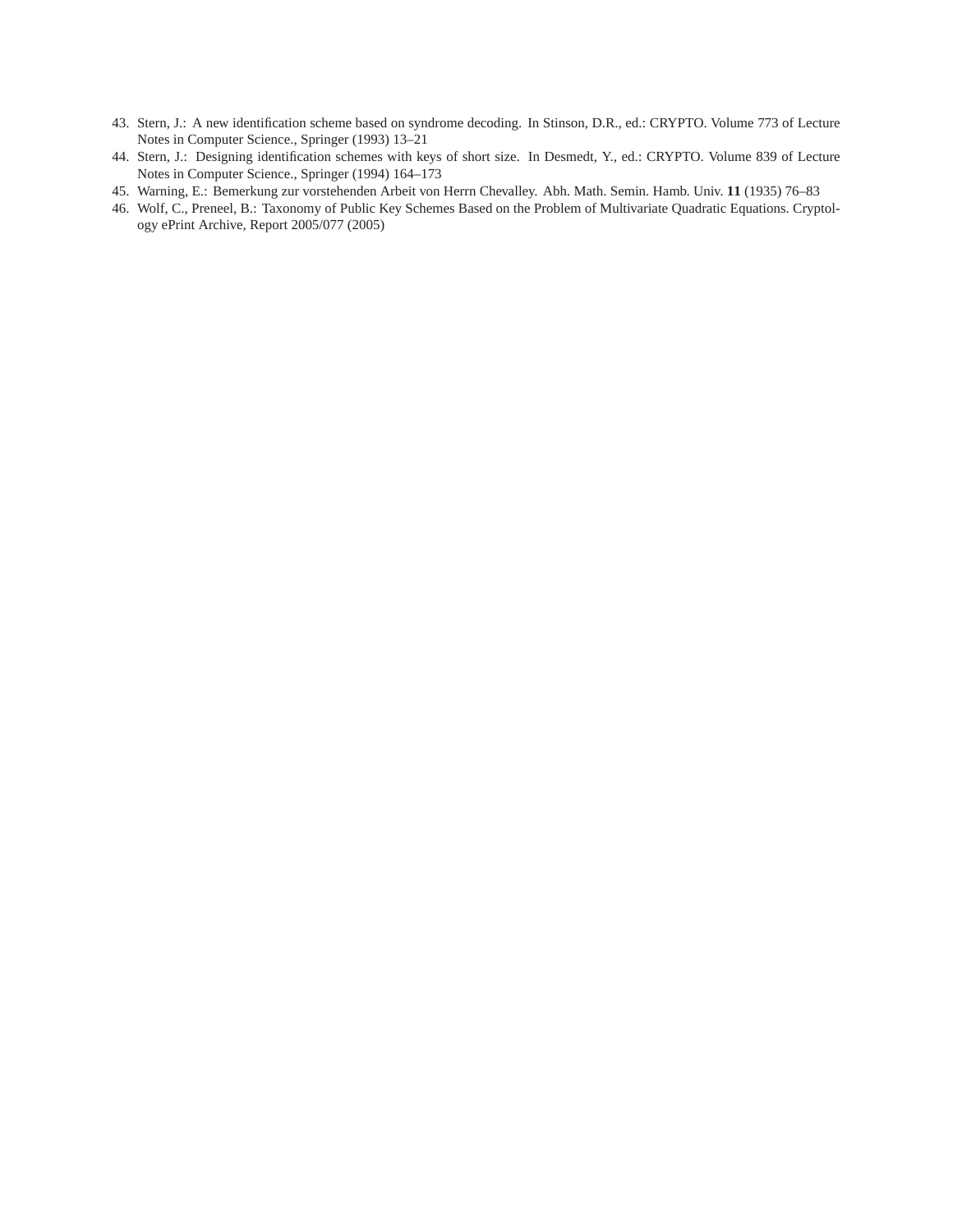43. Stern, J.: A new identification scheme based on syndrome decoding. In Stinson, D.R., ed.: CRYPTO. Volume 773 of Lecture Notes in Computer Science., Springer (1993) 13–21
44. Stern, J.: Designing identification schemes with keys of short size. In Desmedt, Y., ed.: CRYPTO. Volume 839 of Lecture Notes in Computer Science., Springer (1994) 164–173
45. Warning, E.: Bemerkung zur vorstehenden Arbeit von Herrn Chevalley. Abh. Math. Semin. Hamb. Univ. **11** (1935) 76–83
46. Wolf, C., Preneel, B.: Taxonomy of Public Key Schemes Based on the Problem of Multivariate Quadratic Equations. Cryptology ePrint Archive, Report 2005/077 (2005)